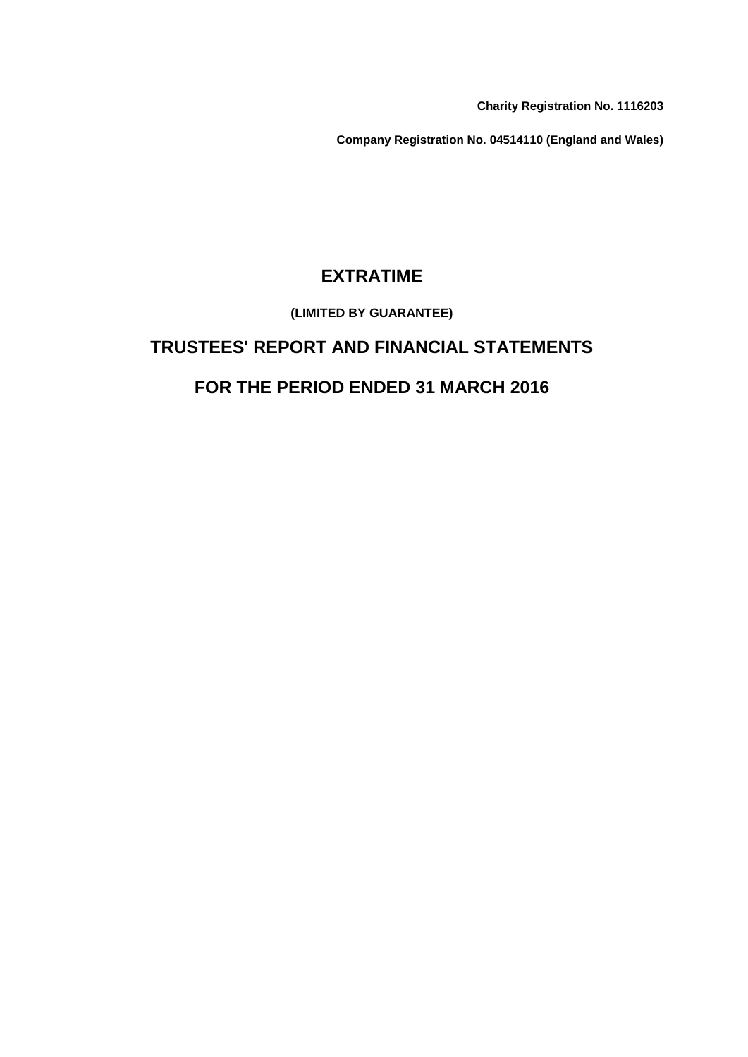**Charity Registration No. 1116203**

**Company Registration No. 04514110 (England and Wales)**

# EXTRATIME

**(LIMITED BY GUARANTEE)**

## TRUSTEES' REPORT AND FINANCIAL STATEMENTS

## FOR THE PERIOD ENDED 31 MARCH 2016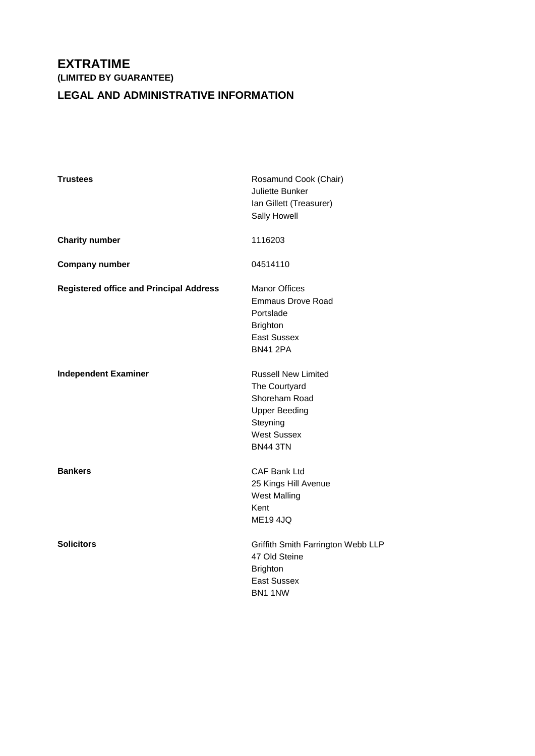# EXTRATIME

**(LIMITED BY GUARANTEE)**

## LEGAL AND ADMINISTRATIVE INFORMATION

| | |
|---|---|
| **Trustees** | Rosamund Cook (Chair)<br>Juliette Bunker<br>Ian Gillett (Treasurer)<br>Sally Howell |
| **Charity number** | 1116203 |
| **Company number** | 04514110 |
| **Registered office and Principal Address** | Manor Offices<br>Emmaus Drove Road<br>Portslade<br>Brighton<br>East Sussex<br>BN41 2PA |
| **Independent Examiner** | Russell New Limited<br>The Courtyard<br>Shoreham Road<br>Upper Beeding<br>Steyning<br>West Sussex<br>BN44 3TN |
| **Bankers** | CAF Bank Ltd<br>25 Kings Hill Avenue<br>West Malling<br>Kent<br>ME19 4JQ |
| **Solicitors** | Griffith Smith Farrington Webb LLP<br>47 Old Steine<br>Brighton<br>East Sussex<br>BN1 1NW |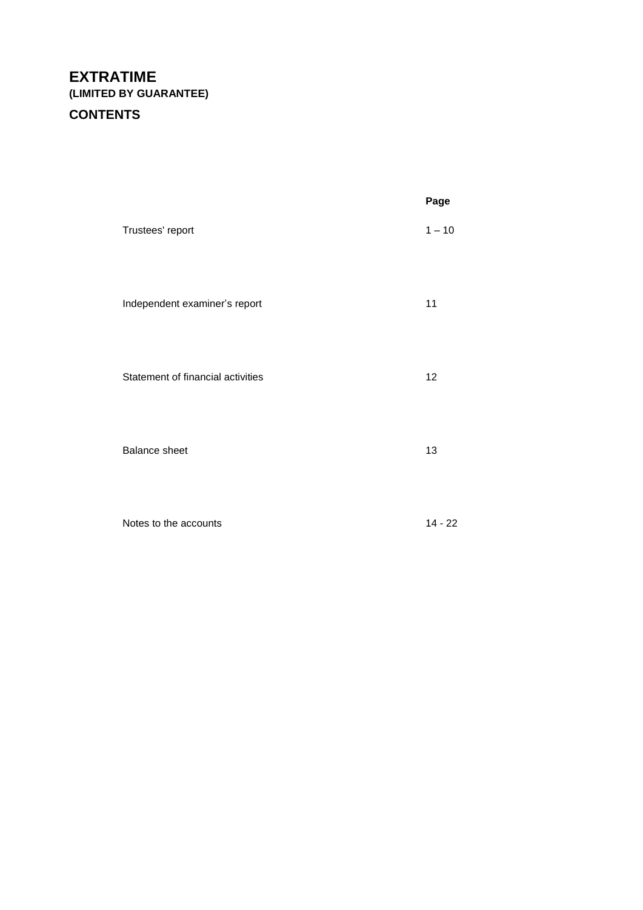# EXTRATIME

**(LIMITED BY GUARANTEE)**

## CONTENTS

| | Page |
|---|---|
| Trustees' report | 1 – 10 |
| Independent examiner's report | 11 |
| Statement of financial activities | 12 |
| Balance sheet | 13 |
| Notes to the accounts | 14 - 22 |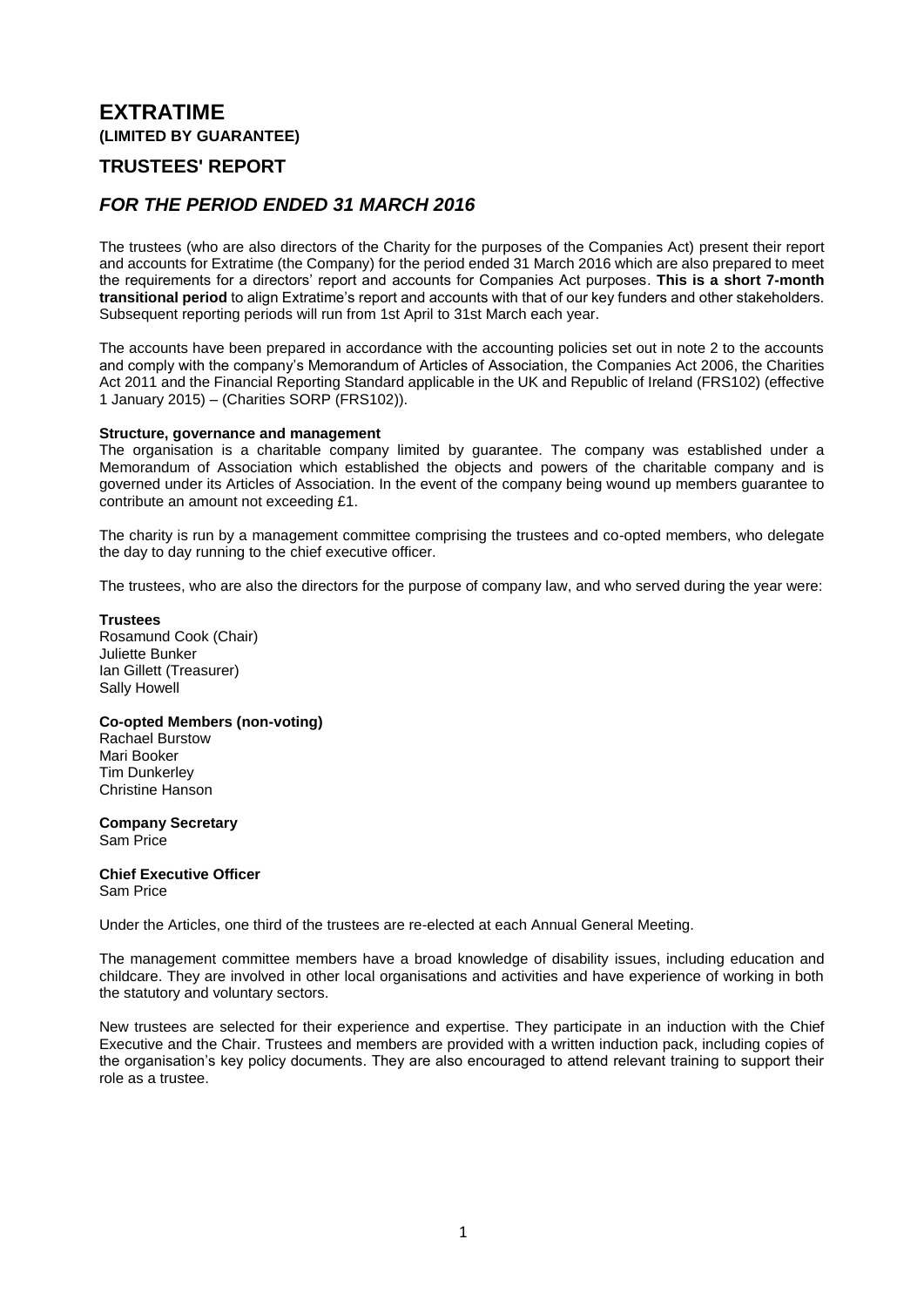# EXTRATIME

**(LIMITED BY GUARANTEE)**

## TRUSTEES' REPORT

## *FOR THE PERIOD ENDED 31 MARCH 2016*

The trustees (who are also directors of the Charity for the purposes of the Companies Act) present their report and accounts for Extratime (the Company) for the period ended 31 March 2016 which are also prepared to meet the requirements for a directors' report and accounts for Companies Act purposes. **This is a short 7-month transitional period** to align Extratime's report and accounts with that of our key funders and other stakeholders. Subsequent reporting periods will run from 1st April to 31st March each year.

The accounts have been prepared in accordance with the accounting policies set out in note 2 to the accounts and comply with the company's Memorandum of Articles of Association, the Companies Act 2006, the Charities Act 2011 and the Financial Reporting Standard applicable in the UK and Republic of Ireland (FRS102) (effective 1 January 2015) – (Charities SORP (FRS102)).

**Structure, governance and management**

The organisation is a charitable company limited by guarantee. The company was established under a Memorandum of Association which established the objects and powers of the charitable company and is governed under its Articles of Association. In the event of the company being wound up members guarantee to contribute an amount not exceeding £1.

The charity is run by a management committee comprising the trustees and co-opted members, who delegate the day to day running to the chief executive officer.

The trustees, who are also the directors for the purpose of company law, and who served during the year were:

**Trustees**
Rosamund Cook (Chair)
Juliette Bunker
Ian Gillett (Treasurer)
Sally Howell

**Co-opted Members (non-voting)**
Rachael Burstow
Mari Booker
Tim Dunkerley
Christine Hanson

**Company Secretary**
Sam Price

**Chief Executive Officer**
Sam Price

Under the Articles, one third of the trustees are re-elected at each Annual General Meeting.

The management committee members have a broad knowledge of disability issues, including education and childcare. They are involved in other local organisations and activities and have experience of working in both the statutory and voluntary sectors.

New trustees are selected for their experience and expertise. They participate in an induction with the Chief Executive and the Chair. Trustees and members are provided with a written induction pack, including copies of the organisation's key policy documents. They are also encouraged to attend relevant training to support their role as a trustee.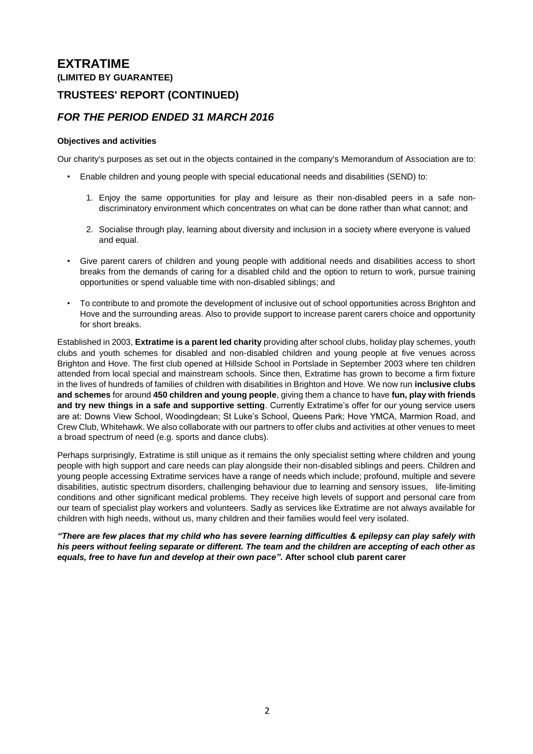# EXTRATIME

**(LIMITED BY GUARANTEE)**

## TRUSTEES' REPORT (CONTINUED)

## *FOR THE PERIOD ENDED 31 MARCH 2016*

**Objectives and activities**

Our charity's purposes as set out in the objects contained in the company's Memorandum of Association are to:

- Enable children and young people with special educational needs and disabilities (SEND) to:

  1. Enjoy the same opportunities for play and leisure as their non-disabled peers in a safe non-discriminatory environment which concentrates on what can be done rather than what cannot; and

  2. Socialise through play, learning about diversity and inclusion in a society where everyone is valued and equal.

- Give parent carers of children and young people with additional needs and disabilities access to short breaks from the demands of caring for a disabled child and the option to return to work, pursue training opportunities or spend valuable time with non-disabled siblings; and

- To contribute to and promote the development of inclusive out of school opportunities across Brighton and Hove and the surrounding areas. Also to provide support to increase parent carers choice and opportunity for short breaks.

Established in 2003, **Extratime is a parent led charity** providing after school clubs, holiday play schemes, youth clubs and youth schemes for disabled and non-disabled children and young people at five venues across Brighton and Hove. The first club opened at Hillside School in Portslade in September 2003 where ten children attended from local special and mainstream schools. Since then, Extratime has grown to become a firm fixture in the lives of hundreds of families of children with disabilities in Brighton and Hove. We now run **inclusive clubs and schemes** for around **450 children and young people**, giving them a chance to have **fun, play with friends and try new things in a safe and supportive setting**. Currently Extratime's offer for our young service users are at: Downs View School, Woodingdean; St Luke's School, Queens Park; Hove YMCA, Marmion Road, and Crew Club, Whitehawk. We also collaborate with our partners to offer clubs and activities at other venues to meet a broad spectrum of need (e.g. sports and dance clubs).

Perhaps surprisingly, Extratime is still unique as it remains the only specialist setting where children and young people with high support and care needs can play alongside their non-disabled siblings and peers. Children and young people accessing Extratime services have a range of needs which include; profound, multiple and severe disabilities, autistic spectrum disorders, challenging behaviour due to learning and sensory issues, life-limiting conditions and other significant medical problems. They receive high levels of support and personal care from our team of specialist play workers and volunteers. Sadly as services like Extratime are not always available for children with high needs, without us, many children and their families would feel very isolated.

***"There are few places that my child who has severe learning difficulties & epilepsy can play safely with his peers without feeling separate or different. The team and the children are accepting of each other as equals, free to have fun and develop at their own pace".*** **After school club parent carer**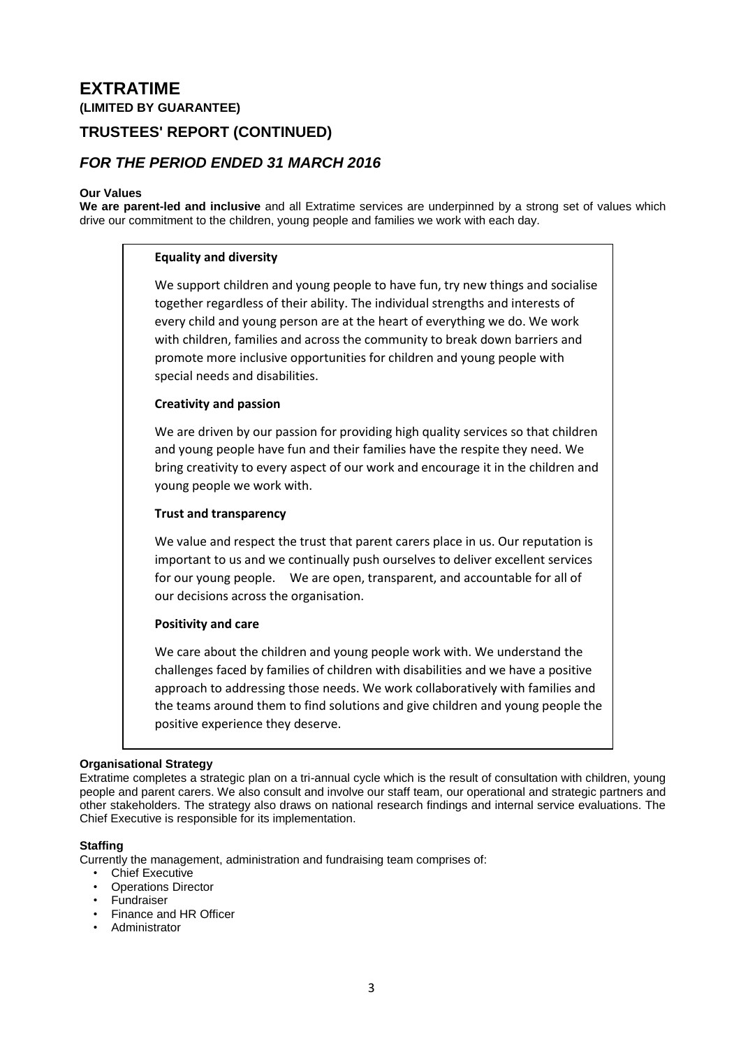# EXTRATIME

**(LIMITED BY GUARANTEE)**

## TRUSTEES' REPORT (CONTINUED)

### *FOR THE PERIOD ENDED 31 MARCH 2016*

**Our Values**

**We are parent-led and inclusive** and all Extratime services are underpinned by a strong set of values which drive our commitment to the children, young people and families we work with each day.

**Equality and diversity**

We support children and young people to have fun, try new things and socialise together regardless of their ability. The individual strengths and interests of every child and young person are at the heart of everything we do. We work with children, families and across the community to break down barriers and promote more inclusive opportunities for children and young people with special needs and disabilities.

**Creativity and passion**

We are driven by our passion for providing high quality services so that children and young people have fun and their families have the respite they need. We bring creativity to every aspect of our work and encourage it in the children and young people we work with.

**Trust and transparency**

We value and respect the trust that parent carers place in us. Our reputation is important to us and we continually push ourselves to deliver excellent services for our young people. We are open, transparent, and accountable for all of our decisions across the organisation.

**Positivity and care**

We care about the children and young people work with. We understand the challenges faced by families of children with disabilities and we have a positive approach to addressing those needs. We work collaboratively with families and the teams around them to find solutions and give children and young people the positive experience they deserve.

**Organisational Strategy**

Extratime completes a strategic plan on a tri-annual cycle which is the result of consultation with children, young people and parent carers. We also consult and involve our staff team, our operational and strategic partners and other stakeholders. The strategy also draws on national research findings and internal service evaluations. The Chief Executive is responsible for its implementation.

**Staffing**

Currently the management, administration and fundraising team comprises of:

- Chief Executive
- Operations Director
- Fundraiser
- Finance and HR Officer
- Administrator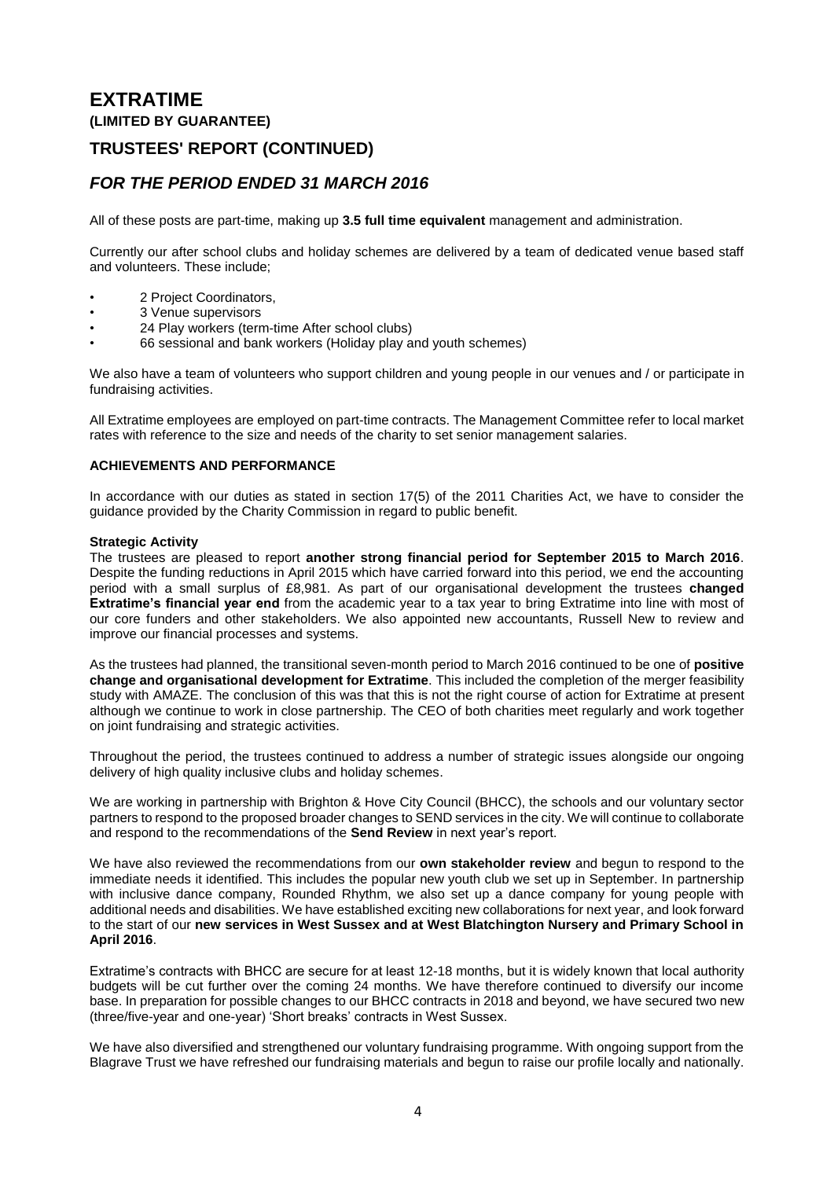All of these posts are part-time, making up **3.5 full time equivalent** management and administration.

Currently our after school clubs and holiday schemes are delivered by a team of dedicated venue based staff and volunteers. These include;

- 2 Project Coordinators,
- 3 Venue supervisors
- 24 Play workers (term-time After school clubs)
- 66 sessional and bank workers (Holiday play and youth schemes)

We also have a team of volunteers who support children and young people in our venues and / or participate in fundraising activities.

All Extratime employees are employed on part-time contracts. The Management Committee refer to local market rates with reference to the size and needs of the charity to set senior management salaries.

### ACHIEVEMENTS AND PERFORMANCE

In accordance with our duties as stated in section 17(5) of the 2011 Charities Act, we have to consider the guidance provided by the Charity Commission in regard to public benefit.

#### Strategic Activity

The trustees are pleased to report **another strong financial period for September 2015 to March 2016**. Despite the funding reductions in April 2015 which have carried forward into this period, we end the accounting period with a small surplus of £8,981. As part of our organisational development the trustees **changed Extratime's financial year end** from the academic year to a tax year to bring Extratime into line with most of our core funders and other stakeholders. We also appointed new accountants, Russell New to review and improve our financial processes and systems.

As the trustees had planned, the transitional seven-month period to March 2016 continued to be one of **positive change and organisational development for Extratime**. This included the completion of the merger feasibility study with AMAZE. The conclusion of this was that this is not the right course of action for Extratime at present although we continue to work in close partnership. The CEO of both charities meet regularly and work together on joint fundraising and strategic activities.

Throughout the period, the trustees continued to address a number of strategic issues alongside our ongoing delivery of high quality inclusive clubs and holiday schemes.

We are working in partnership with Brighton & Hove City Council (BHCC), the schools and our voluntary sector partners to respond to the proposed broader changes to SEND services in the city. We will continue to collaborate and respond to the recommendations of the **Send Review** in next year's report.

We have also reviewed the recommendations from our **own stakeholder review** and begun to respond to the immediate needs it identified. This includes the popular new youth club we set up in September. In partnership with inclusive dance company, Rounded Rhythm, we also set up a dance company for young people with additional needs and disabilities. We have established exciting new collaborations for next year, and look forward to the start of our **new services in West Sussex and at West Blatchington Nursery and Primary School in April 2016**.

Extratime's contracts with BHCC are secure for at least 12-18 months, but it is widely known that local authority budgets will be cut further over the coming 24 months. We have therefore continued to diversify our income base. In preparation for possible changes to our BHCC contracts in 2018 and beyond, we have secured two new (three/five-year and one-year) 'Short breaks' contracts in West Sussex.

We have also diversified and strengthened our voluntary fundraising programme. With ongoing support from the Blagrave Trust we have refreshed our fundraising materials and begun to raise our profile locally and nationally.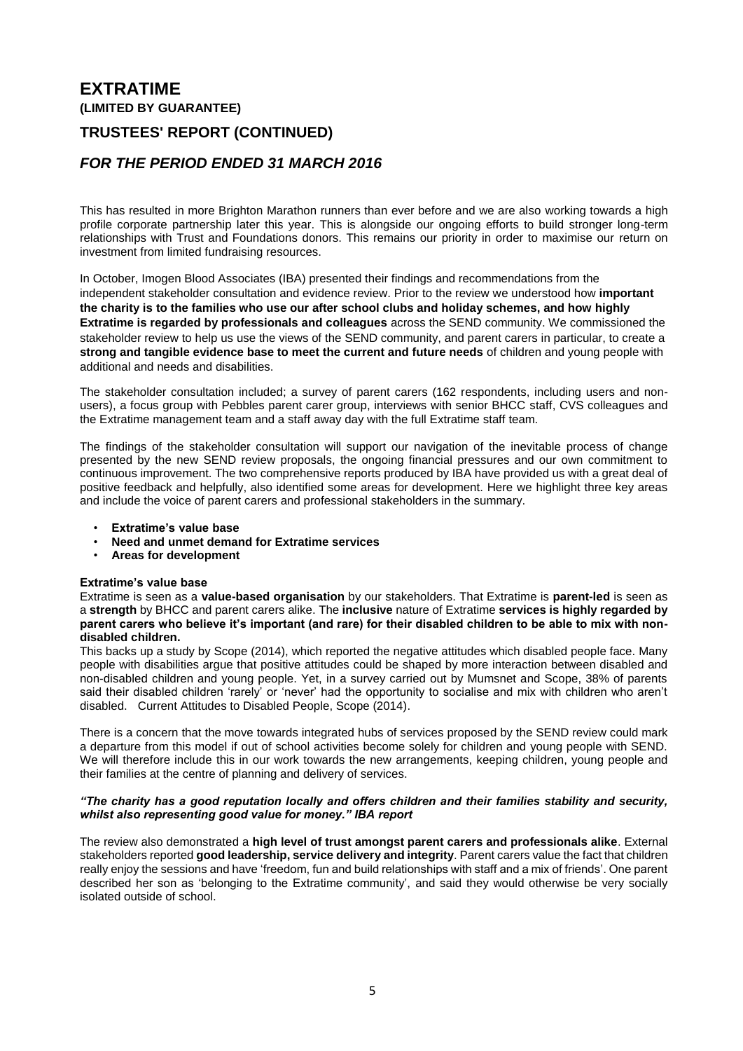# EXTRATIME

**(LIMITED BY GUARANTEE)**

## TRUSTEES' REPORT (CONTINUED)

### *FOR THE PERIOD ENDED 31 MARCH 2016*

This has resulted in more Brighton Marathon runners than ever before and we are also working towards a high profile corporate partnership later this year. This is alongside our ongoing efforts to build stronger long-term relationships with Trust and Foundations donors. This remains our priority in order to maximise our return on investment from limited fundraising resources.

In October, Imogen Blood Associates (IBA) presented their findings and recommendations from the independent stakeholder consultation and evidence review. Prior to the review we understood how **important the charity is to the families who use our after school clubs and holiday schemes, and how highly Extratime is regarded by professionals and colleagues** across the SEND community. We commissioned the stakeholder review to help us use the views of the SEND community, and parent carers in particular, to create a **strong and tangible evidence base to meet the current and future needs** of children and young people with additional and needs and disabilities.

The stakeholder consultation included; a survey of parent carers (162 respondents, including users and non-users), a focus group with Pebbles parent carer group, interviews with senior BHCC staff, CVS colleagues and the Extratime management team and a staff away day with the full Extratime staff team.

The findings of the stakeholder consultation will support our navigation of the inevitable process of change presented by the new SEND review proposals, the ongoing financial pressures and our own commitment to continuous improvement. The two comprehensive reports produced by IBA have provided us with a great deal of positive feedback and helpfully, also identified some areas for development. Here we highlight three key areas and include the voice of parent carers and professional stakeholders in the summary.

- **Extratime's value base**
- **Need and unmet demand for Extratime services**
- **Areas for development**

**Extratime's value base**

Extratime is seen as a **value-based organisation** by our stakeholders. That Extratime is **parent-led** is seen as a **strength** by BHCC and parent carers alike. The **inclusive** nature of Extratime **services is highly regarded by parent carers who believe it's important (and rare) for their disabled children to be able to mix with non-disabled children.**

This backs up a study by Scope (2014), which reported the negative attitudes which disabled people face. Many people with disabilities argue that positive attitudes could be shaped by more interaction between disabled and non-disabled children and young people. Yet, in a survey carried out by Mumsnet and Scope, 38% of parents said their disabled children 'rarely' or 'never' had the opportunity to socialise and mix with children who aren't disabled. Current Attitudes to Disabled People, Scope (2014).

There is a concern that the move towards integrated hubs of services proposed by the SEND review could mark a departure from this model if out of school activities become solely for children and young people with SEND. We will therefore include this in our work towards the new arrangements, keeping children, young people and their families at the centre of planning and delivery of services.

***"The charity has a good reputation locally and offers children and their families stability and security, whilst also representing good value for money." IBA report***

The review also demonstrated a **high level of trust amongst parent carers and professionals alike**. External stakeholders reported **good leadership, service delivery and integrity**. Parent carers value the fact that children really enjoy the sessions and have 'freedom, fun and build relationships with staff and a mix of friends'. One parent described her son as 'belonging to the Extratime community', and said they would otherwise be very socially isolated outside of school.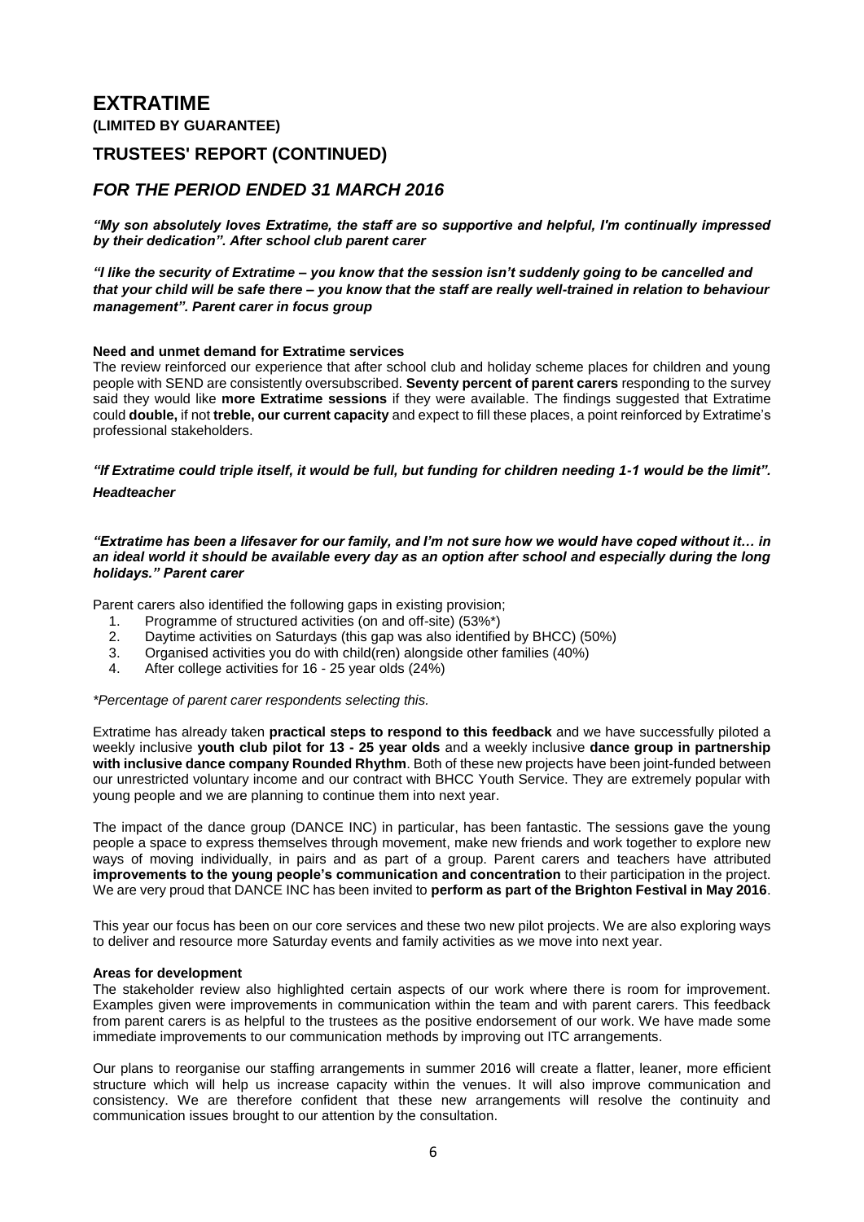# EXTRATIME

**(LIMITED BY GUARANTEE)**

## TRUSTEES' REPORT (CONTINUED)

## *FOR THE PERIOD ENDED 31 MARCH 2016*

***"My son absolutely loves Extratime, the staff are so supportive and helpful, I'm continually impressed by their dedication". After school club parent carer***

***"I like the security of Extratime – you know that the session isn't suddenly going to be cancelled and that your child will be safe there – you know that the staff are really well-trained in relation to behaviour management". Parent carer in focus group***

**Need and unmet demand for Extratime services**

The review reinforced our experience that after school club and holiday scheme places for children and young people with SEND are consistently oversubscribed. **Seventy percent of parent carers** responding to the survey said they would like **more Extratime sessions** if they were available. The findings suggested that Extratime could **double,** if not **treble, our current capacity** and expect to fill these places, a point reinforced by Extratime's professional stakeholders.

***"If Extratime could triple itself, it would be full, but funding for children needing 1-1 would be the limit".***

***Headteacher***

***"Extratime has been a lifesaver for our family, and I'm not sure how we would have coped without it… in an ideal world it should be available every day as an option after school and especially during the long holidays." Parent carer***

Parent carers also identified the following gaps in existing provision;

1. Programme of structured activities (on and off-site) (53%*)
2. Daytime activities on Saturdays (this gap was also identified by BHCC) (50%)
3. Organised activities you do with child(ren) alongside other families (40%)
4. After college activities for 16 - 25 year olds (24%)

*\*Percentage of parent carer respondents selecting this.*

Extratime has already taken **practical steps to respond to this feedback** and we have successfully piloted a weekly inclusive **youth club pilot for 13 - 25 year olds** and a weekly inclusive **dance group in partnership with inclusive dance company Rounded Rhythm**. Both of these new projects have been joint-funded between our unrestricted voluntary income and our contract with BHCC Youth Service. They are extremely popular with young people and we are planning to continue them into next year.

The impact of the dance group (DANCE INC) in particular, has been fantastic. The sessions gave the young people a space to express themselves through movement, make new friends and work together to explore new ways of moving individually, in pairs and as part of a group. Parent carers and teachers have attributed **improvements to the young people's communication and concentration** to their participation in the project. We are very proud that DANCE INC has been invited to **perform as part of the Brighton Festival in May 2016**.

This year our focus has been on our core services and these two new pilot projects. We are also exploring ways to deliver and resource more Saturday events and family activities as we move into next year.

**Areas for development**

The stakeholder review also highlighted certain aspects of our work where there is room for improvement. Examples given were improvements in communication within the team and with parent carers. This feedback from parent carers is as helpful to the trustees as the positive endorsement of our work. We have made some immediate improvements to our communication methods by improving out ITC arrangements.

Our plans to reorganise our staffing arrangements in summer 2016 will create a flatter, leaner, more efficient structure which will help us increase capacity within the venues. It will also improve communication and consistency. We are therefore confident that these new arrangements will resolve the continuity and communication issues brought to our attention by the consultation.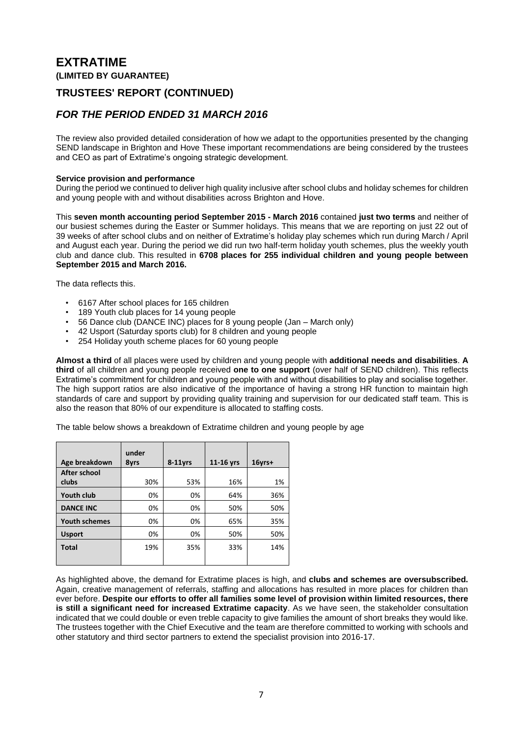# EXTRATIME

**(LIMITED BY GUARANTEE)**

## TRUSTEES' REPORT (CONTINUED)

## *FOR THE PERIOD ENDED 31 MARCH 2016*

The review also provided detailed consideration of how we adapt to the opportunities presented by the changing SEND landscape in Brighton and Hove These important recommendations are being considered by the trustees and CEO as part of Extratime's ongoing strategic development.

**Service provision and performance**

During the period we continued to deliver high quality inclusive after school clubs and holiday schemes for children and young people with and without disabilities across Brighton and Hove.

This **seven month accounting period September 2015 - March 2016** contained **just two terms** and neither of our busiest schemes during the Easter or Summer holidays. This means that we are reporting on just 22 out of 39 weeks of after school clubs and on neither of Extratime's holiday play schemes which run during March / April and August each year. During the period we did run two half-term holiday youth schemes, plus the weekly youth club and dance club. This resulted in **6708 places for 255 individual children and young people between September 2015 and March 2016.**

The data reflects this.

- 6167 After school places for 165 children
- 189 Youth club places for 14 young people
- 56 Dance club (DANCE INC) places for 8 young people (Jan – March only)
- 42 Usport (Saturday sports club) for 8 children and young people
- 254 Holiday youth scheme places for 60 young people

**Almost a third** of all places were used by children and young people with **additional needs and disabilities**. **A third** of all children and young people received **one to one support** (over half of SEND children). This reflects Extratime's commitment for children and young people with and without disabilities to play and socialise together. The high support ratios are also indicative of the importance of having a strong HR function to maintain high standards of care and support by providing quality training and supervision for our dedicated staff team. This is also the reason that 80% of our expenditure is allocated to staffing costs.

The table below shows a breakdown of Extratime children and young people by age

| Age breakdown | under 8yrs | 8-11yrs | 11-16 yrs | 16yrs+ |
|---|---|---|---|---|
| After school clubs | 30% | 53% | 16% | 1% |
| Youth club | 0% | 0% | 64% | 36% |
| DANCE INC | 0% | 0% | 50% | 50% |
| Youth schemes | 0% | 0% | 65% | 35% |
| Usport | 0% | 0% | 50% | 50% |
| Total | 19% | 35% | 33% | 14% |

As highlighted above, the demand for Extratime places is high, and **clubs and schemes are oversubscribed.** Again, creative management of referrals, staffing and allocations has resulted in more places for children than ever before. **Despite our efforts to offer all families some level of provision within limited resources, there is still a significant need for increased Extratime capacity**. As we have seen, the stakeholder consultation indicated that we could double or even treble capacity to give families the amount of short breaks they would like. The trustees together with the Chief Executive and the team are therefore committed to working with schools and other statutory and third sector partners to extend the specialist provision into 2016-17.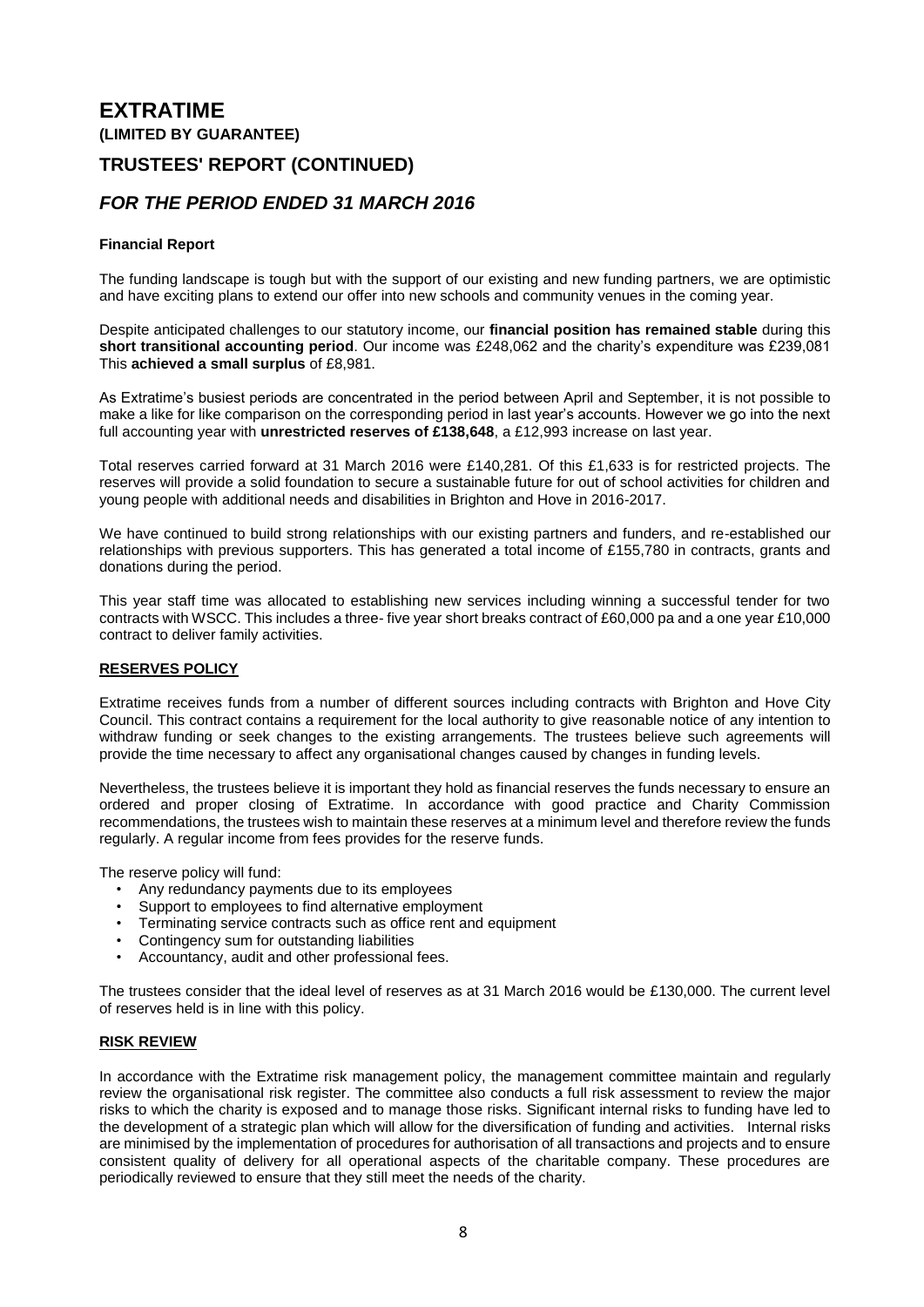# EXTRATIME

**(LIMITED BY GUARANTEE)**

## TRUSTEES' REPORT (CONTINUED)

## *FOR THE PERIOD ENDED 31 MARCH 2016*

**Financial Report**

The funding landscape is tough but with the support of our existing and new funding partners, we are optimistic and have exciting plans to extend our offer into new schools and community venues in the coming year.

Despite anticipated challenges to our statutory income, our **financial position has remained stable** during this **short transitional accounting period**. Our income was £248,062 and the charity's expenditure was £239,081 This **achieved a small surplus** of £8,981.

As Extratime's busiest periods are concentrated in the period between April and September, it is not possible to make a like for like comparison on the corresponding period in last year's accounts. However we go into the next full accounting year with **unrestricted reserves of £138,648**, a £12,993 increase on last year.

Total reserves carried forward at 31 March 2016 were £140,281. Of this £1,633 is for restricted projects. The reserves will provide a solid foundation to secure a sustainable future for out of school activities for children and young people with additional needs and disabilities in Brighton and Hove in 2016-2017.

We have continued to build strong relationships with our existing partners and funders, and re-established our relationships with previous supporters. This has generated a total income of £155,780 in contracts, grants and donations during the period.

This year staff time was allocated to establishing new services including winning a successful tender for two contracts with WSCC. This includes a three- five year short breaks contract of £60,000 pa and a one year £10,000 contract to deliver family activities.

**RESERVES POLICY**

Extratime receives funds from a number of different sources including contracts with Brighton and Hove City Council. This contract contains a requirement for the local authority to give reasonable notice of any intention to withdraw funding or seek changes to the existing arrangements. The trustees believe such agreements will provide the time necessary to affect any organisational changes caused by changes in funding levels.

Nevertheless, the trustees believe it is important they hold as financial reserves the funds necessary to ensure an ordered and proper closing of Extratime. In accordance with good practice and Charity Commission recommendations, the trustees wish to maintain these reserves at a minimum level and therefore review the funds regularly. A regular income from fees provides for the reserve funds.

The reserve policy will fund:

- Any redundancy payments due to its employees
- Support to employees to find alternative employment
- Terminating service contracts such as office rent and equipment
- Contingency sum for outstanding liabilities
- Accountancy, audit and other professional fees.

The trustees consider that the ideal level of reserves as at 31 March 2016 would be £130,000. The current level of reserves held is in line with this policy.

**RISK REVIEW**

In accordance with the Extratime risk management policy, the management committee maintain and regularly review the organisational risk register. The committee also conducts a full risk assessment to review the major risks to which the charity is exposed and to manage those risks. Significant internal risks to funding have led to the development of a strategic plan which will allow for the diversification of funding and activities. Internal risks are minimised by the implementation of procedures for authorisation of all transactions and projects and to ensure consistent quality of delivery for all operational aspects of the charitable company. These procedures are periodically reviewed to ensure that they still meet the needs of the charity.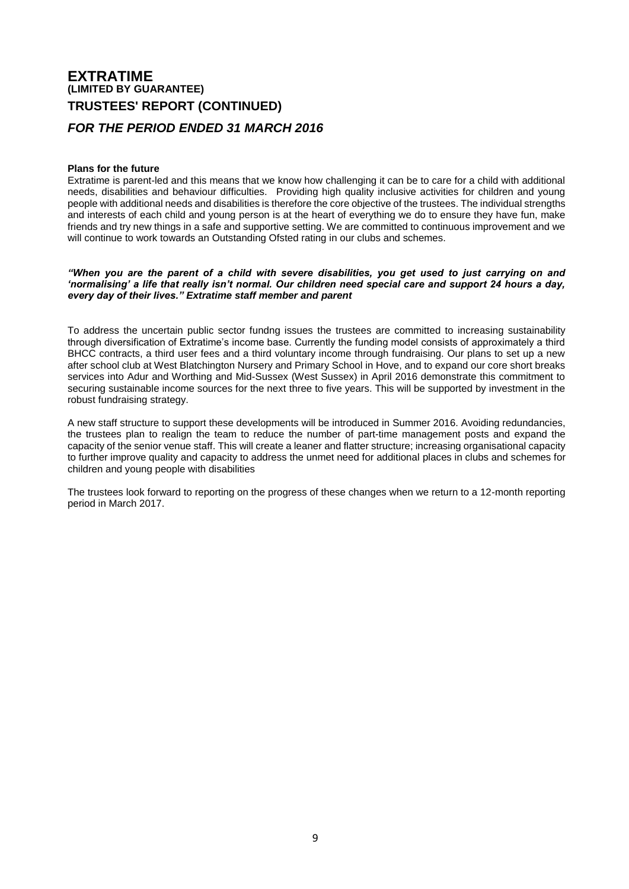# EXTRATIME
**(LIMITED BY GUARANTEE)**
## TRUSTEES' REPORT (CONTINUED)
### *FOR THE PERIOD ENDED 31 MARCH 2016*

**Plans for the future**

Extratime is parent-led and this means that we know how challenging it can be to care for a child with additional needs, disabilities and behaviour difficulties. Providing high quality inclusive activities for children and young people with additional needs and disabilities is therefore the core objective of the trustees. The individual strengths and interests of each child and young person is at the heart of everything we do to ensure they have fun, make friends and try new things in a safe and supportive setting. We are committed to continuous improvement and we will continue to work towards an Outstanding Ofsted rating in our clubs and schemes.

***"When you are the parent of a child with severe disabilities, you get used to just carrying on and 'normalising' a life that really isn't normal. Our children need special care and support 24 hours a day, every day of their lives." Extratime staff member and parent***

To address the uncertain public sector fundng issues the trustees are committed to increasing sustainability through diversification of Extratime's income base. Currently the funding model consists of approximately a third BHCC contracts, a third user fees and a third voluntary income through fundraising. Our plans to set up a new after school club at West Blatchington Nursery and Primary School in Hove, and to expand our core short breaks services into Adur and Worthing and Mid-Sussex (West Sussex) in April 2016 demonstrate this commitment to securing sustainable income sources for the next three to five years. This will be supported by investment in the robust fundraising strategy.

A new staff structure to support these developments will be introduced in Summer 2016. Avoiding redundancies, the trustees plan to realign the team to reduce the number of part-time management posts and expand the capacity of the senior venue staff. This will create a leaner and flatter structure; increasing organisational capacity to further improve quality and capacity to address the unmet need for additional places in clubs and schemes for children and young people with disabilities

The trustees look forward to reporting on the progress of these changes when we return to a 12-month reporting period in March 2017.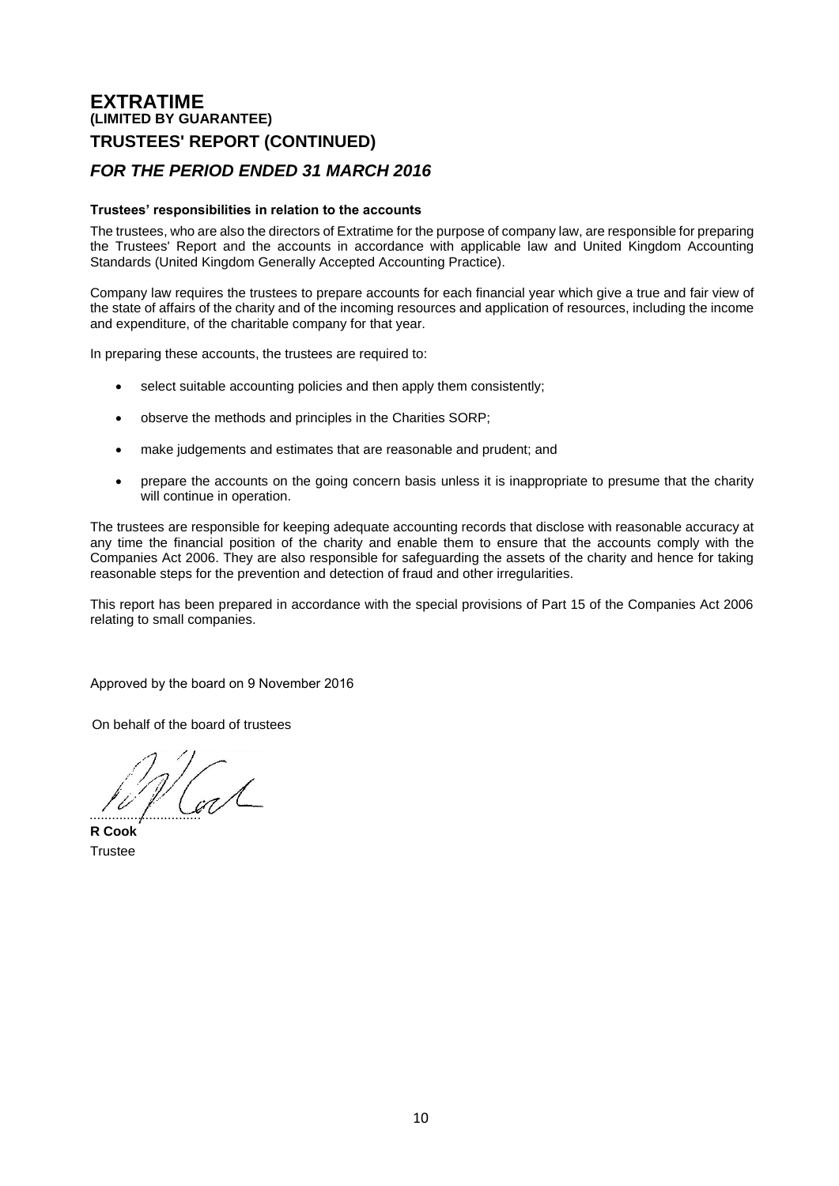# EXTRATIME
**(LIMITED BY GUARANTEE)**
## TRUSTEES' REPORT (CONTINUED)
### *FOR THE PERIOD ENDED 31 MARCH 2016*

**Trustees' responsibilities in relation to the accounts**

The trustees, who are also the directors of Extratime for the purpose of company law, are responsible for preparing the Trustees' Report and the accounts in accordance with applicable law and United Kingdom Accounting Standards (United Kingdom Generally Accepted Accounting Practice).

Company law requires the trustees to prepare accounts for each financial year which give a true and fair view of the state of affairs of the charity and of the incoming resources and application of resources, including the income and expenditure, of the charitable company for that year.

In preparing these accounts, the trustees are required to:

- select suitable accounting policies and then apply them consistently;
- observe the methods and principles in the Charities SORP;
- make judgements and estimates that are reasonable and prudent; and
- prepare the accounts on the going concern basis unless it is inappropriate to presume that the charity will continue in operation.

The trustees are responsible for keeping adequate accounting records that disclose with reasonable accuracy at any time the financial position of the charity and enable them to ensure that the accounts comply with the Companies Act 2006. They are also responsible for safeguarding the assets of the charity and hence for taking reasonable steps for the prevention and detection of fraud and other irregularities.

This report has been prepared in accordance with the special provisions of Part 15 of the Companies Act 2006 relating to small companies.

Approved by the board on 9 November 2016

On behalf of the board of trustees

..............................

**R Cook**
Trustee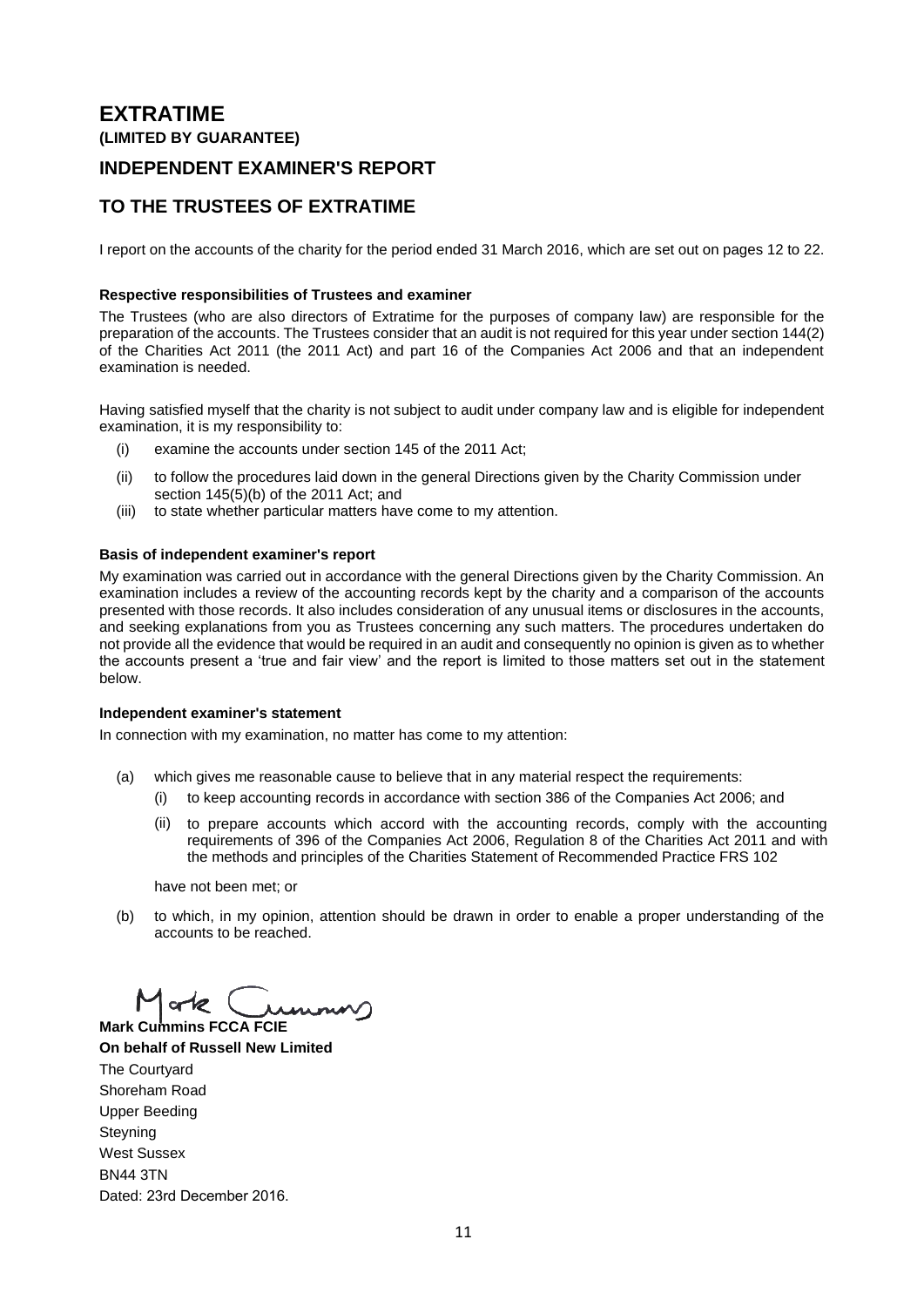# EXTRATIME

**(LIMITED BY GUARANTEE)**

## INDEPENDENT EXAMINER'S REPORT

## TO THE TRUSTEES OF EXTRATIME

I report on the accounts of the charity for the period ended 31 March 2016, which are set out on pages 12 to 22.

**Respective responsibilities of Trustees and examiner**

The Trustees (who are also directors of Extratime for the purposes of company law) are responsible for the preparation of the accounts. The Trustees consider that an audit is not required for this year under section 144(2) of the Charities Act 2011 (the 2011 Act) and part 16 of the Companies Act 2006 and that an independent examination is needed.

Having satisfied myself that the charity is not subject to audit under company law and is eligible for independent examination, it is my responsibility to:

- (i) examine the accounts under section 145 of the 2011 Act;
- (ii) to follow the procedures laid down in the general Directions given by the Charity Commission under section 145(5)(b) of the 2011 Act; and
- (iii) to state whether particular matters have come to my attention.

**Basis of independent examiner's report**

My examination was carried out in accordance with the general Directions given by the Charity Commission. An examination includes a review of the accounting records kept by the charity and a comparison of the accounts presented with those records. It also includes consideration of any unusual items or disclosures in the accounts, and seeking explanations from you as Trustees concerning any such matters. The procedures undertaken do not provide all the evidence that would be required in an audit and consequently no opinion is given as to whether the accounts present a 'true and fair view' and the report is limited to those matters set out in the statement below.

**Independent examiner's statement**

In connection with my examination, no matter has come to my attention:

- (a) which gives me reasonable cause to believe that in any material respect the requirements:
  - (i) to keep accounting records in accordance with section 386 of the Companies Act 2006; and
  - (ii) to prepare accounts which accord with the accounting records, comply with the accounting requirements of 396 of the Companies Act 2006, Regulation 8 of the Charities Act 2011 and with the methods and principles of the Charities Statement of Recommended Practice FRS 102

  have not been met; or

- (b) to which, in my opinion, attention should be drawn in order to enable a proper understanding of the accounts to be reached.

**Mark Cummins FCCA FCIE**
**On behalf of Russell New Limited**
The Courtyard
Shoreham Road
Upper Beeding
Steyning
West Sussex
BN44 3TN
Dated: 23rd December 2016.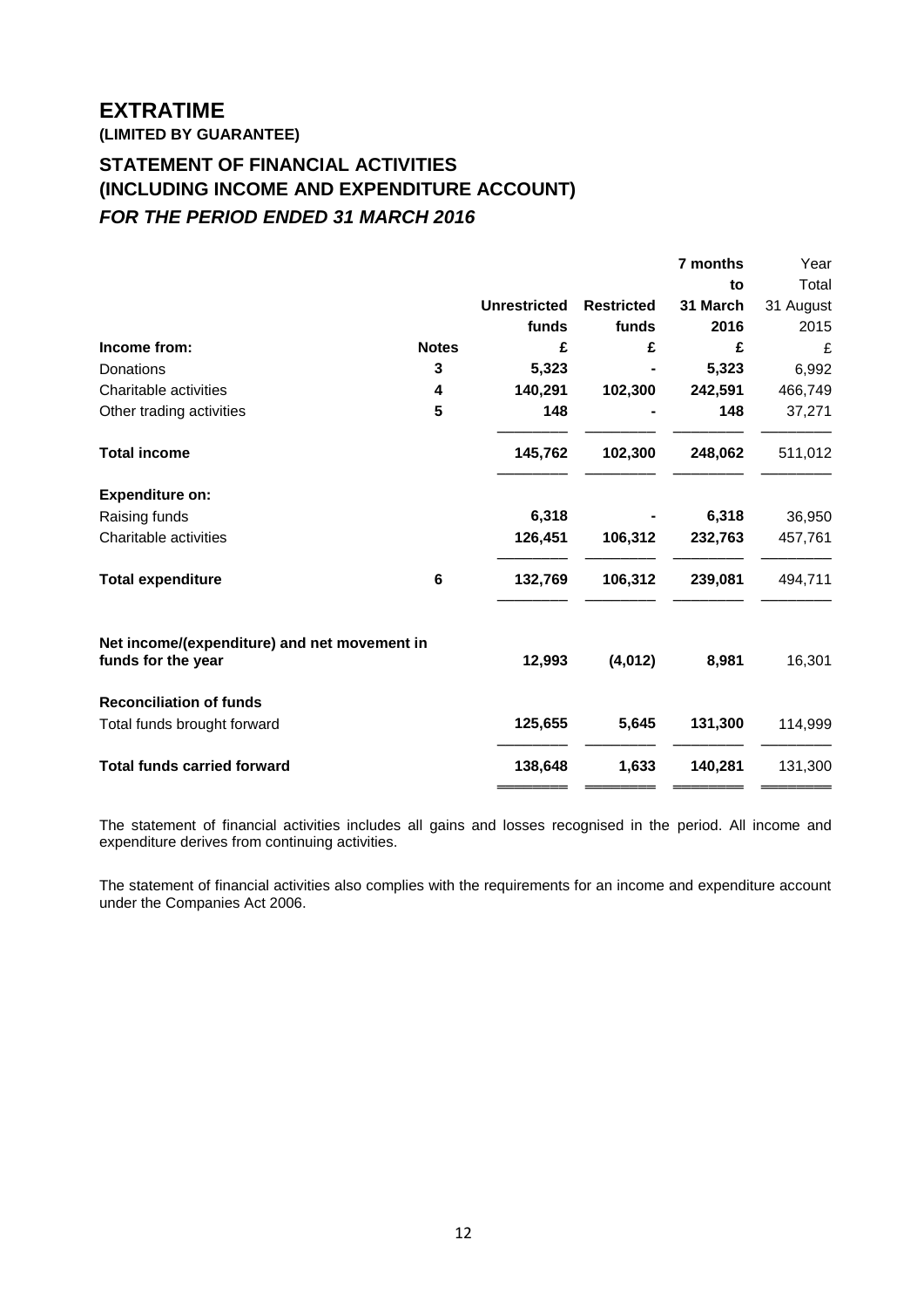# EXTRATIME

**(LIMITED BY GUARANTEE)**

## STATEMENT OF FINANCIAL ACTIVITIES
## (INCLUDING INCOME AND EXPENDITURE ACCOUNT)
### *FOR THE PERIOD ENDED 31 MARCH 2016*

| | Notes | Unrestricted funds | Restricted funds | 7 months to 31 March 2016 | Year Total 31 August 2015 |
|---|---|---|---|---|---|
| | | £ | £ | £ | £ |
| **Income from:** | | | | | |
| Donations | 3 | 5,323 | - | 5,323 | 6,992 |
| Charitable activities | 4 | 140,291 | 102,300 | 242,591 | 466,749 |
| Other trading activities | 5 | 148 | - | 148 | 37,271 |
| **Total income** | | 145,762 | 102,300 | 248,062 | 511,012 |
| **Expenditure on:** | | | | | |
| Raising funds | | 6,318 | - | 6,318 | 36,950 |
| Charitable activities | | 126,451 | 106,312 | 232,763 | 457,761 |
| **Total expenditure** | 6 | 132,769 | 106,312 | 239,081 | 494,711 |
| **Net income/(expenditure) and net movement in funds for the year** | | 12,993 | (4,012) | 8,981 | 16,301 |
| **Reconciliation of funds** | | | | | |
| Total funds brought forward | | 125,655 | 5,645 | 131,300 | 114,999 |
| **Total funds carried forward** | | 138,648 | 1,633 | 140,281 | 131,300 |

The statement of financial activities includes all gains and losses recognised in the period. All income and expenditure derives from continuing activities.

The statement of financial activities also complies with the requirements for an income and expenditure account under the Companies Act 2006.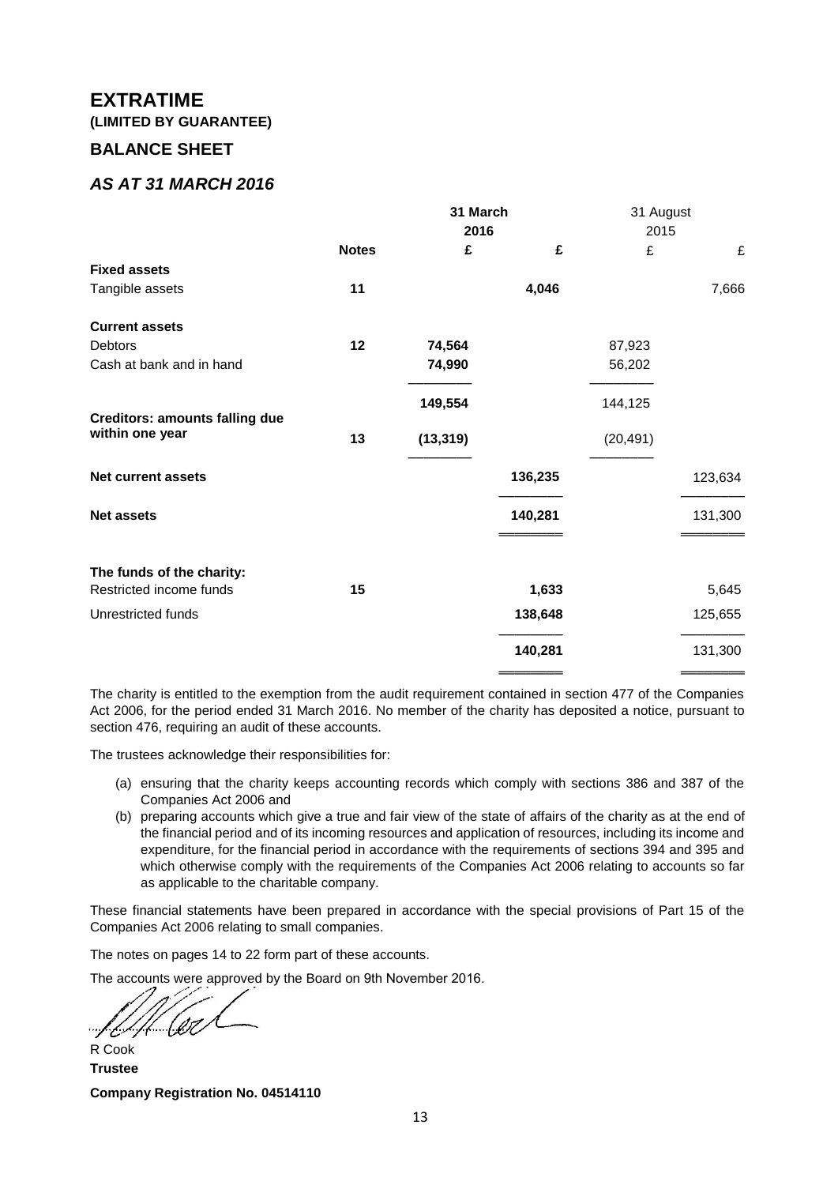# EXTRATIME

**(LIMITED BY GUARANTEE)**

## BALANCE SHEET

### *AS AT 31 MARCH 2016*

| | Notes | 31 March 2016 £ | 31 March 2016 £ | 31 August 2015 £ | 31 August 2015 £ |
|---|---|---|---|---|---|
| **Fixed assets** | | | | | |
| Tangible assets | **11** | | **4,046** | | 7,666 |
| **Current assets** | | | | | |
| Debtors | **12** | **74,564** | | 87,923 | |
| Cash at bank and in hand | | **74,990** | | 56,202 | |
| | | **149,554** | | 144,125 | |
| **Creditors: amounts falling due within one year** | **13** | **(13,319)** | | (20,491) | |
| **Net current assets** | | | **136,235** | | 123,634 |
| **Net assets** | | | **140,281** | | 131,300 |
| **The funds of the charity:** | | | | | |
| Restricted income funds | **15** | | **1,633** | | 5,645 |
| Unrestricted funds | | | **138,648** | | 125,655 |
| | | | **140,281** | | 131,300 |

The charity is entitled to the exemption from the audit requirement contained in section 477 of the Companies Act 2006, for the period ended 31 March 2016. No member of the charity has deposited a notice, pursuant to section 476, requiring an audit of these accounts.

The trustees acknowledge their responsibilities for:

(a) ensuring that the charity keeps accounting records which comply with sections 386 and 387 of the Companies Act 2006 and
(b) preparing accounts which give a true and fair view of the state of affairs of the charity as at the end of the financial period and of its incoming resources and application of resources, including its income and expenditure, for the financial period in accordance with the requirements of sections 394 and 395 and which otherwise comply with the requirements of the Companies Act 2006 relating to accounts so far as applicable to the charitable company.

These financial statements have been prepared in accordance with the special provisions of Part 15 of the Companies Act 2006 relating to small companies.

The notes on pages 14 to 22 form part of these accounts.

The accounts were approved by the Board on 9th November 2016.

R Cook
**Trustee**

**Company Registration No. 04514110**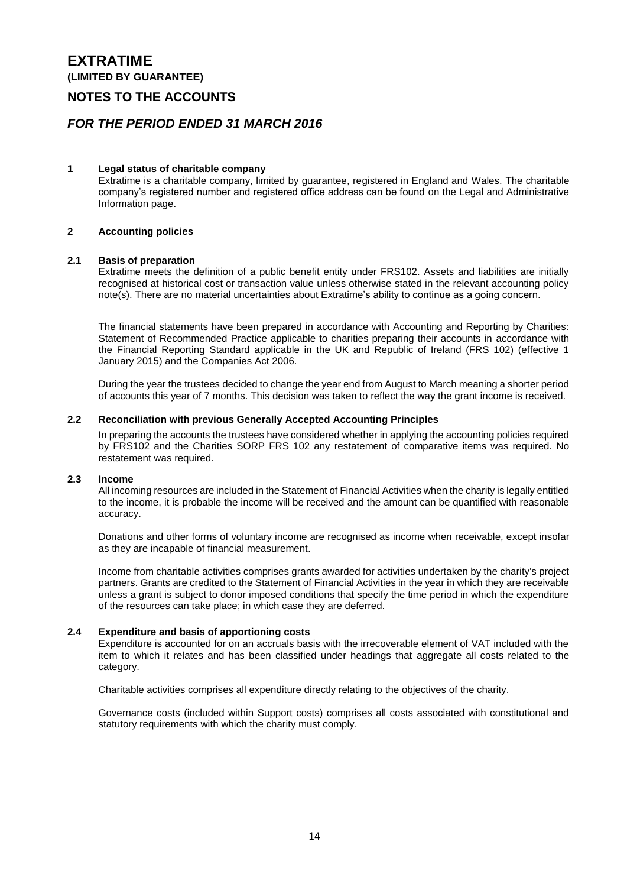# EXTRATIME

**(LIMITED BY GUARANTEE)**

## NOTES TO THE ACCOUNTS

## *FOR THE PERIOD ENDED 31 MARCH 2016*

**1 Legal status of charitable company**

Extratime is a charitable company, limited by guarantee, registered in England and Wales. The charitable company's registered number and registered office address can be found on the Legal and Administrative Information page.

**2 Accounting policies**

**2.1 Basis of preparation**

Extratime meets the definition of a public benefit entity under FRS102. Assets and liabilities are initially recognised at historical cost or transaction value unless otherwise stated in the relevant accounting policy note(s). There are no material uncertainties about Extratime's ability to continue as a going concern.

The financial statements have been prepared in accordance with Accounting and Reporting by Charities: Statement of Recommended Practice applicable to charities preparing their accounts in accordance with the Financial Reporting Standard applicable in the UK and Republic of Ireland (FRS 102) (effective 1 January 2015) and the Companies Act 2006.

During the year the trustees decided to change the year end from August to March meaning a shorter period of accounts this year of 7 months. This decision was taken to reflect the way the grant income is received.

**2.2 Reconciliation with previous Generally Accepted Accounting Principles**

In preparing the accounts the trustees have considered whether in applying the accounting policies required by FRS102 and the Charities SORP FRS 102 any restatement of comparative items was required. No restatement was required.

**2.3 Income**

All incoming resources are included in the Statement of Financial Activities when the charity is legally entitled to the income, it is probable the income will be received and the amount can be quantified with reasonable accuracy.

Donations and other forms of voluntary income are recognised as income when receivable, except insofar as they are incapable of financial measurement.

Income from charitable activities comprises grants awarded for activities undertaken by the charity's project partners. Grants are credited to the Statement of Financial Activities in the year in which they are receivable unless a grant is subject to donor imposed conditions that specify the time period in which the expenditure of the resources can take place; in which case they are deferred.

**2.4 Expenditure and basis of apportioning costs**

Expenditure is accounted for on an accruals basis with the irrecoverable element of VAT included with the item to which it relates and has been classified under headings that aggregate all costs related to the category.

Charitable activities comprises all expenditure directly relating to the objectives of the charity.

Governance costs (included within Support costs) comprises all costs associated with constitutional and statutory requirements with which the charity must comply.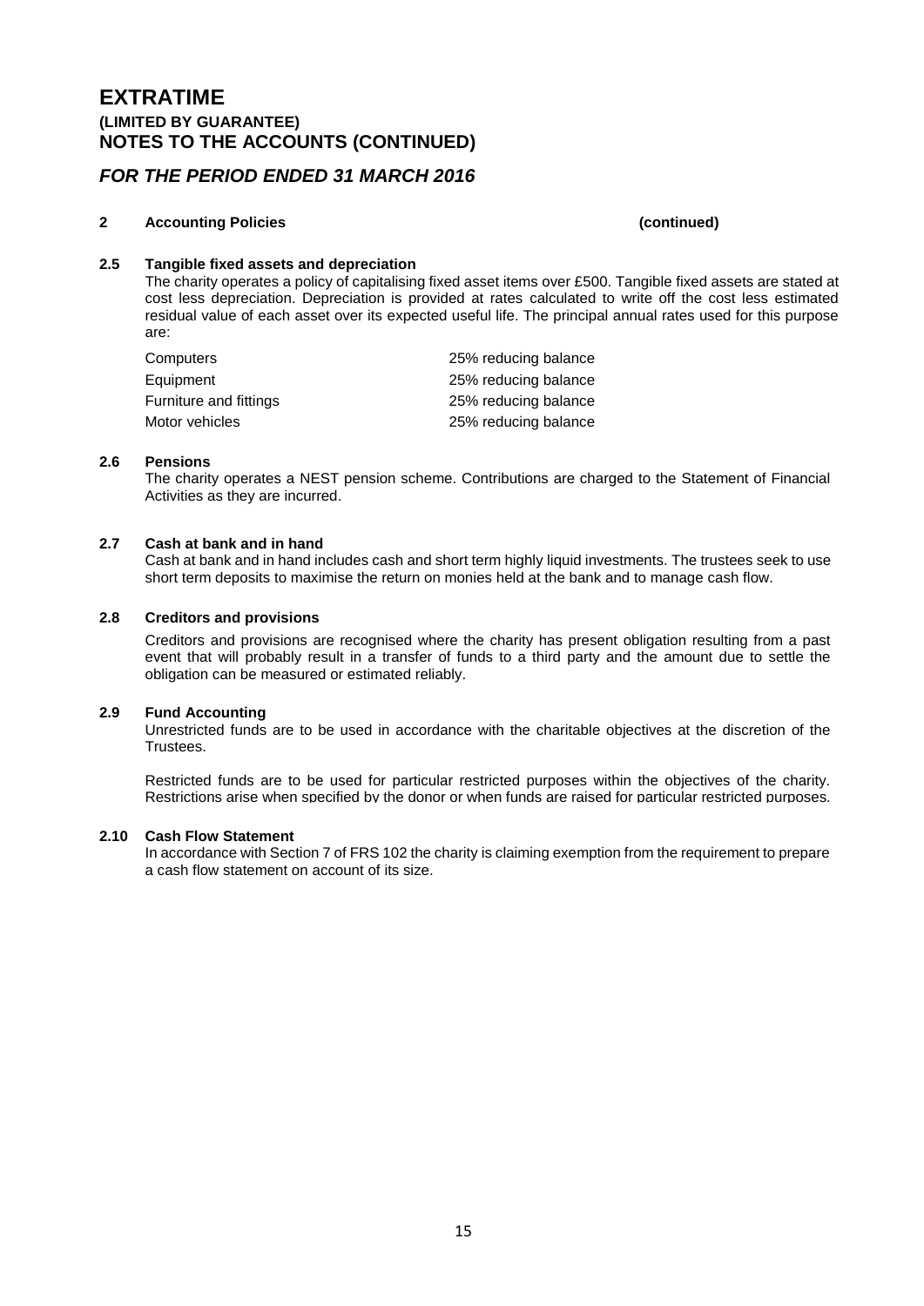# EXTRATIME

**(LIMITED BY GUARANTEE)**
**NOTES TO THE ACCOUNTS (CONTINUED)**

## *FOR THE PERIOD ENDED 31 MARCH 2016*

**2 Accounting Policies (continued)**

**2.5 Tangible fixed assets and depreciation**

The charity operates a policy of capitalising fixed asset items over £500. Tangible fixed assets are stated at cost less depreciation. Depreciation is provided at rates calculated to write off the cost less estimated residual value of each asset over its expected useful life. The principal annual rates used for this purpose are:

| | |
|---|---|
| Computers | 25% reducing balance |
| Equipment | 25% reducing balance |
| Furniture and fittings | 25% reducing balance |
| Motor vehicles | 25% reducing balance |

**2.6 Pensions**

The charity operates a NEST pension scheme. Contributions are charged to the Statement of Financial Activities as they are incurred.

**2.7 Cash at bank and in hand**

Cash at bank and in hand includes cash and short term highly liquid investments. The trustees seek to use short term deposits to maximise the return on monies held at the bank and to manage cash flow.

**2.8 Creditors and provisions**

Creditors and provisions are recognised where the charity has present obligation resulting from a past event that will probably result in a transfer of funds to a third party and the amount due to settle the obligation can be measured or estimated reliably.

**2.9 Fund Accounting**

Unrestricted funds are to be used in accordance with the charitable objectives at the discretion of the Trustees.

Restricted funds are to be used for particular restricted purposes within the objectives of the charity. Restrictions arise when specified by the donor or when funds are raised for particular restricted purposes.

**2.10 Cash Flow Statement**

In accordance with Section 7 of FRS 102 the charity is claiming exemption from the requirement to prepare a cash flow statement on account of its size.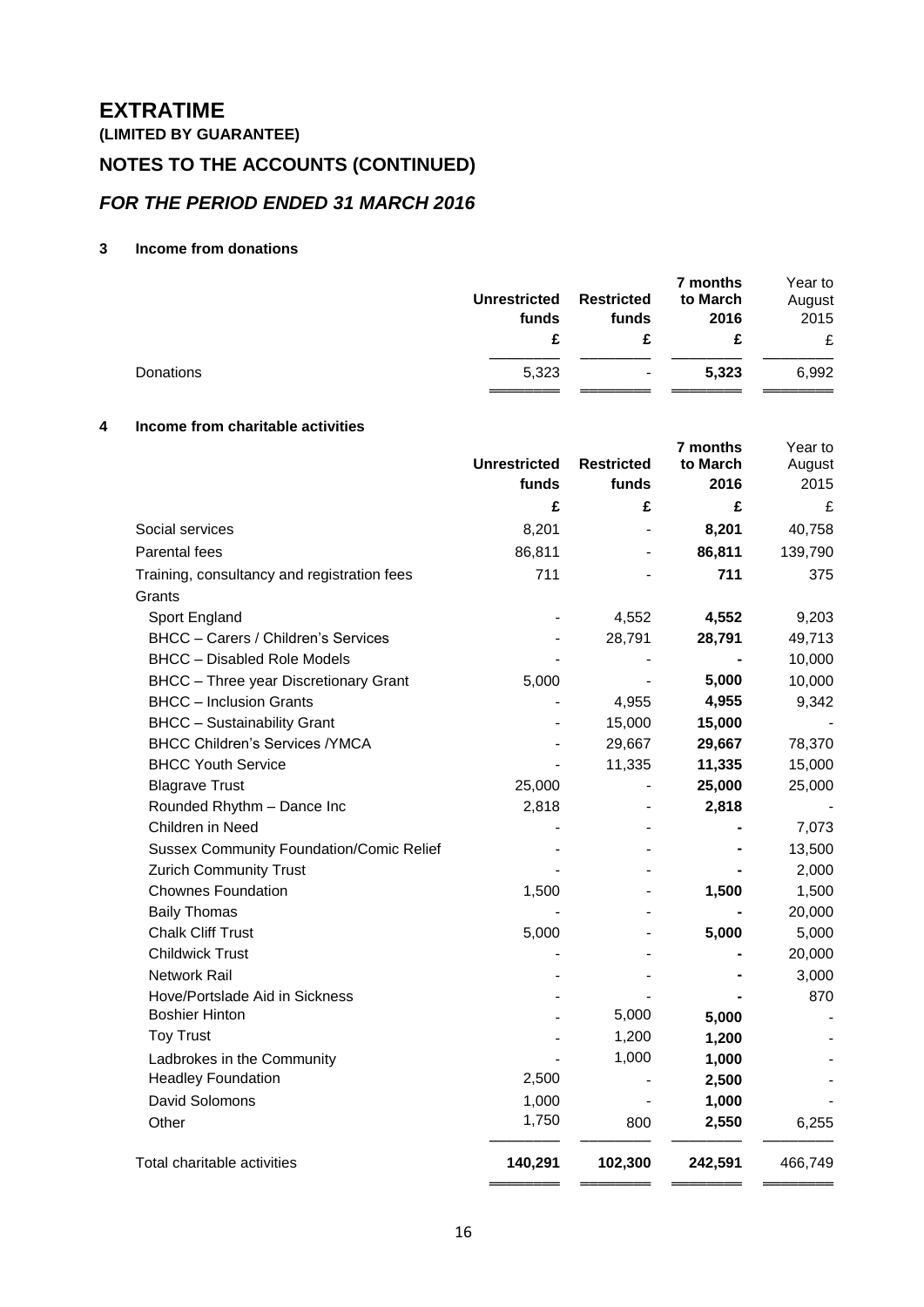# EXTRATIME

**(LIMITED BY GUARANTEE)**

## NOTES TO THE ACCOUNTS (CONTINUED)

### *FOR THE PERIOD ENDED 31 MARCH 2016*

**3 Income from donations**

| | Unrestricted funds | Restricted funds | 7 months to March 2016 | Year to August 2015 |
|---|---|---|---|---|
| | £ | £ | £ | £ |
| Donations | 5,323 | - | **5,323** | 6,992 |

**4 Income from charitable activities**

| | Unrestricted funds | Restricted funds | 7 months to March 2016 | Year to August 2015 |
|---|---|---|---|---|
| | £ | £ | £ | £ |
| Social services | 8,201 | - | **8,201** | 40,758 |
| Parental fees | 86,811 | - | **86,811** | 139,790 |
| Training, consultancy and registration fees | 711 | - | **711** | 375 |
| Grants | | | | |
| Sport England | - | 4,552 | **4,552** | 9,203 |
| BHCC – Carers / Children's Services | - | 28,791 | **28,791** | 49,713 |
| BHCC – Disabled Role Models | - | - | **-** | 10,000 |
| BHCC – Three year Discretionary Grant | 5,000 | - | **5,000** | 10,000 |
| BHCC – Inclusion Grants | - | 4,955 | **4,955** | 9,342 |
| BHCC – Sustainability Grant | - | 15,000 | **15,000** | - |
| BHCC Children's Services /YMCA | - | 29,667 | **29,667** | 78,370 |
| BHCC Youth Service | - | 11,335 | **11,335** | 15,000 |
| Blagrave Trust | 25,000 | - | **25,000** | 25,000 |
| Rounded Rhythm – Dance Inc | 2,818 | - | **2,818** | - |
| Children in Need | - | - | **-** | 7,073 |
| Sussex Community Foundation/Comic Relief | - | - | **-** | 13,500 |
| Zurich Community Trust | - | - | **-** | 2,000 |
| Chownes Foundation | 1,500 | - | **1,500** | 1,500 |
| Baily Thomas | - | - | **-** | 20,000 |
| Chalk Cliff Trust | 5,000 | - | **5,000** | 5,000 |
| Childwick Trust | - | - | **-** | 20,000 |
| Network Rail | - | - | **-** | 3,000 |
| Hove/Portslade Aid in Sickness | - | - | **-** | 870 |
| Boshier Hinton | - | 5,000 | **5,000** | - |
| Toy Trust | - | 1,200 | **1,200** | - |
| Ladbrokes in the Community | - | 1,000 | **1,000** | - |
| Headley Foundation | 2,500 | - | **2,500** | - |
| David Solomons | 1,000 | - | **1,000** | - |
| Other | 1,750 | 800 | **2,550** | 6,255 |
| Total charitable activities | **140,291** | **102,300** | **242,591** | 466,749 |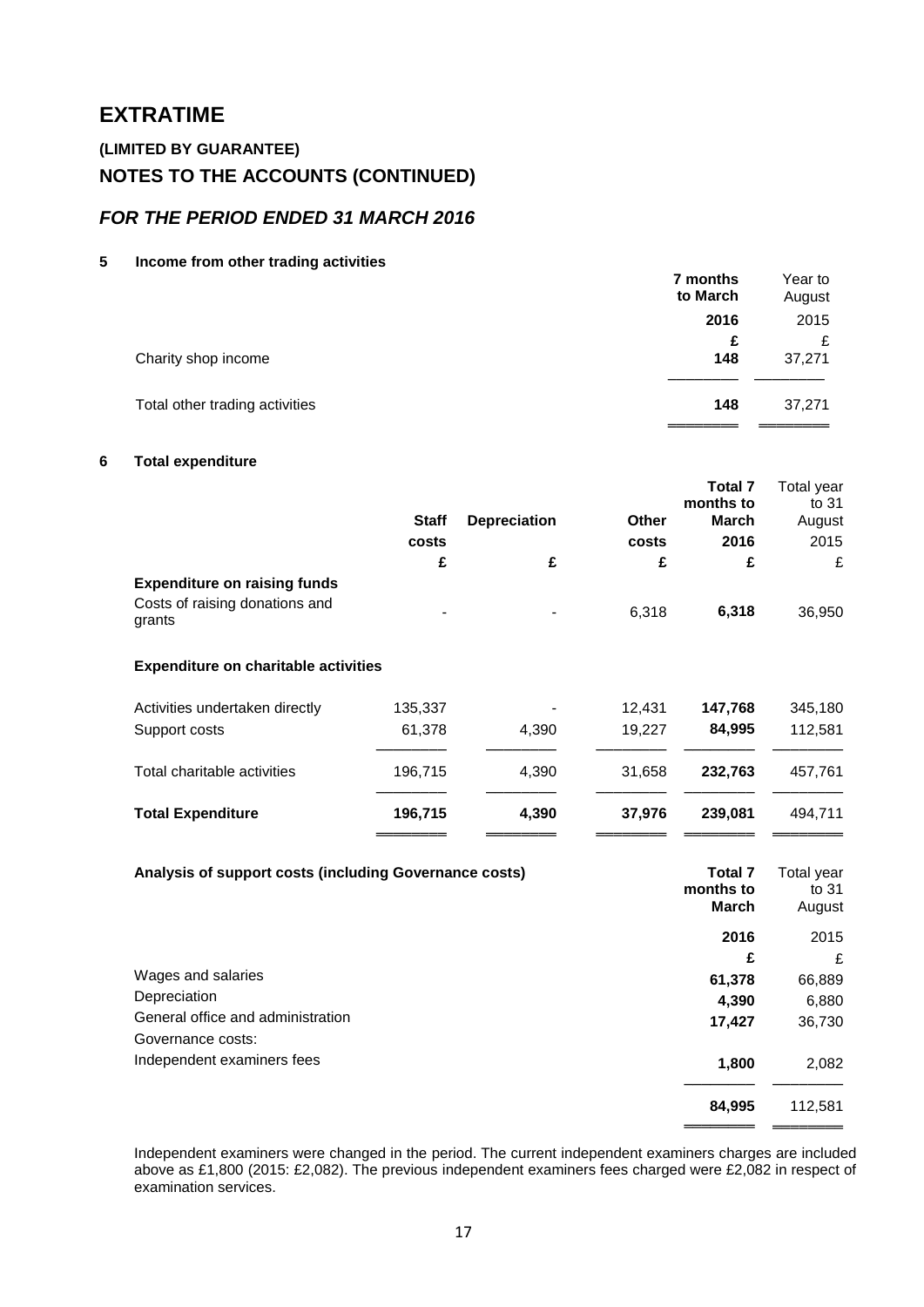# EXTRATIME

## (LIMITED BY GUARANTEE)

## NOTES TO THE ACCOUNTS (CONTINUED)

## *FOR THE PERIOD ENDED 31 MARCH 2016*

### 5 Income from other trading activities

| | **7 months to March** | Year to August |
|---|---|---|
| | **2016** | 2015 |
| | **£** | £ |
| Charity shop income | **148** | 37,271 |
| Total other trading activities | **148** | 37,271 |

### 6 Total expenditure

| | **Staff costs** | **Depreciation** | **Other costs** | **Total 7 months to March 2016** | Total year to 31 August 2015 |
|---|---|---|---|---|---|
| | **£** | **£** | **£** | **£** | £ |
| **Expenditure on raising funds** | | | | | |
| Costs of raising donations and grants | - | - | 6,318 | **6,318** | 36,950 |
| **Expenditure on charitable activities** | | | | | |
| Activities undertaken directly | 135,337 | - | 12,431 | **147,768** | 345,180 |
| Support costs | 61,378 | 4,390 | 19,227 | **84,995** | 112,581 |
| Total charitable activities | 196,715 | 4,390 | 31,658 | **232,763** | 457,761 |
| **Total Expenditure** | **196,715** | **4,390** | **37,976** | **239,081** | 494,711 |

| **Analysis of support costs (including Governance costs)** | **Total 7 months to March** | Total year to 31 August |
|---|---|---|
| | **2016** | 2015 |
| | **£** | £ |
| Wages and salaries | **61,378** | 66,889 |
| Depreciation | **4,390** | 6,880 |
| General office and administration | **17,427** | 36,730 |
| Governance costs: | | |
| Independent examiners fees | **1,800** | 2,082 |
| | **84,995** | 112,581 |

Independent examiners were changed in the period. The current independent examiners charges are included above as £1,800 (2015: £2,082). The previous independent examiners fees charged were £2,082 in respect of examination services.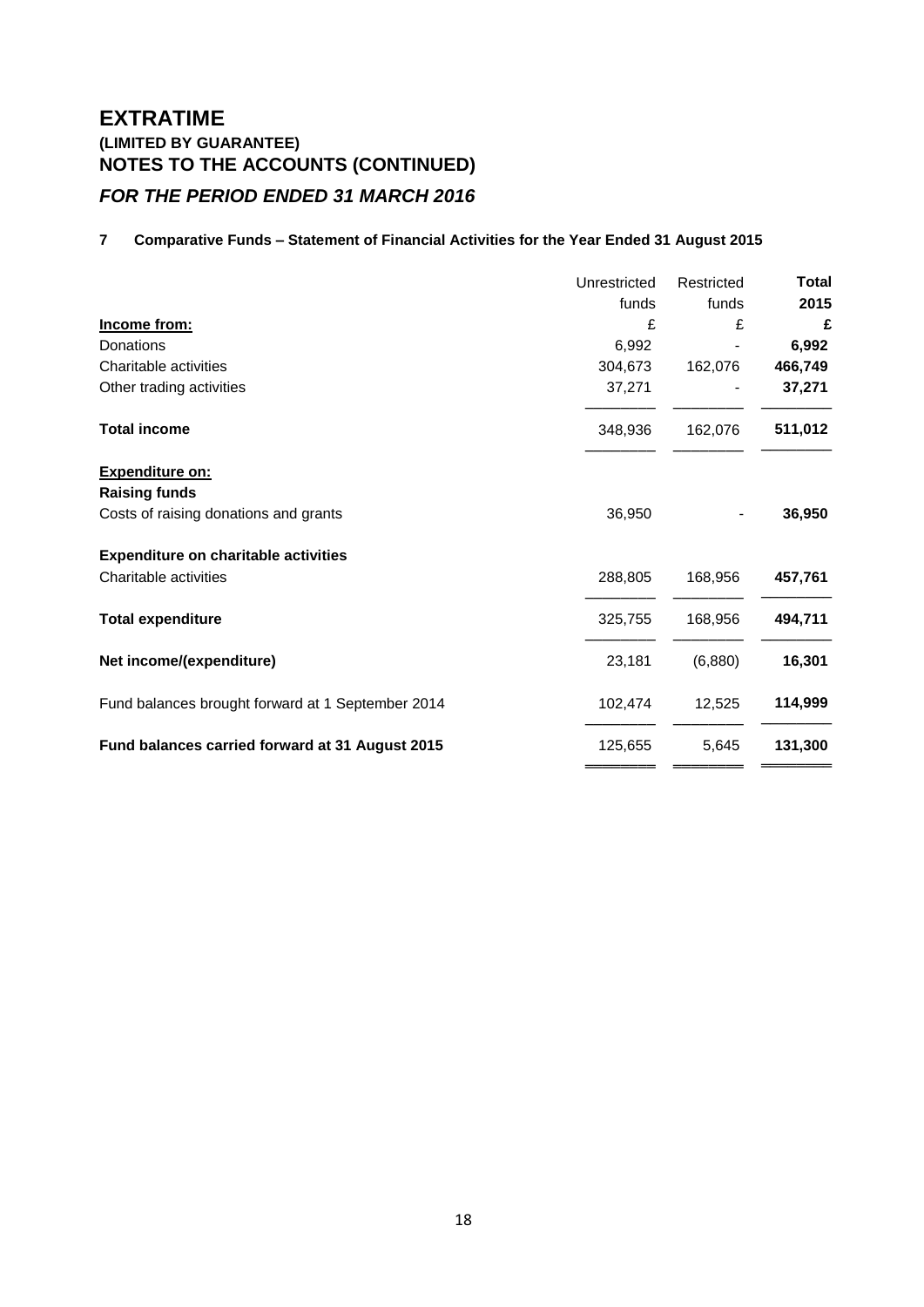# EXTRATIME

**(LIMITED BY GUARANTEE)**

**NOTES TO THE ACCOUNTS (CONTINUED)**

***FOR THE PERIOD ENDED 31 MARCH 2016***

**7 Comparative Funds – Statement of Financial Activities for the Year Ended 31 August 2015**

| | Unrestricted funds | Restricted funds | **Total 2015** |
|---|---|---|---|
| **Income from:** | £ | £ | **£** |
| Donations | 6,992 | - | **6,992** |
| Charitable activities | 304,673 | 162,076 | **466,749** |
| Other trading activities | 37,271 | - | **37,271** |
| **Total income** | 348,936 | 162,076 | **511,012** |
| **Expenditure on:** | | | |
| **Raising funds** | | | |
| Costs of raising donations and grants | 36,950 | - | **36,950** |
| **Expenditure on charitable activities** | | | |
| Charitable activities | 288,805 | 168,956 | **457,761** |
| **Total expenditure** | 325,755 | 168,956 | **494,711** |
| **Net income/(expenditure)** | 23,181 | (6,880) | **16,301** |
| Fund balances brought forward at 1 September 2014 | 102,474 | 12,525 | **114,999** |
| **Fund balances carried forward at 31 August 2015** | 125,655 | 5,645 | **131,300** |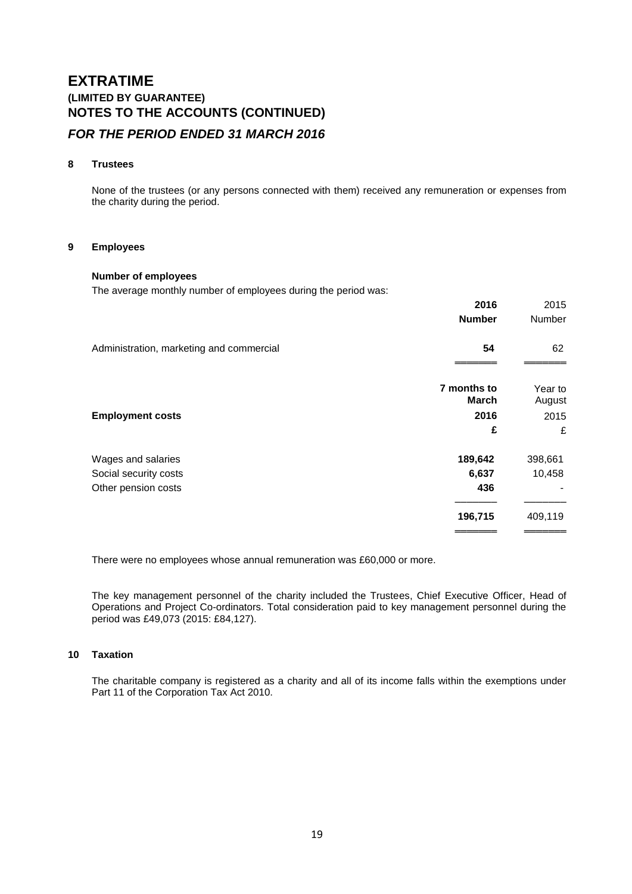# EXTRATIME

### (LIMITED BY GUARANTEE)

### NOTES TO THE ACCOUNTS (CONTINUED)

### *FOR THE PERIOD ENDED 31 MARCH 2016*

#### 8 Trustees

None of the trustees (or any persons connected with them) received any remuneration or expenses from the charity during the period.

#### 9 Employees

**Number of employees**

The average monthly number of employees during the period was:

| | 2016 | 2015 |
|---|---|---|
| | **Number** | Number |
| Administration, marketing and commercial | **54** | 62 |

| | 7 months to March | Year to August |
|---|---|---|
| **Employment costs** | **2016** | 2015 |
| | **£** | £ |
| Wages and salaries | **189,642** | 398,661 |
| Social security costs | **6,637** | 10,458 |
| Other pension costs | **436** | - |
| | **196,715** | 409,119 |

There were no employees whose annual remuneration was £60,000 or more.

The key management personnel of the charity included the Trustees, Chief Executive Officer, Head of Operations and Project Co-ordinators. Total consideration paid to key management personnel during the period was £49,073 (2015: £84,127).

#### 10 Taxation

The charitable company is registered as a charity and all of its income falls within the exemptions under Part 11 of the Corporation Tax Act 2010.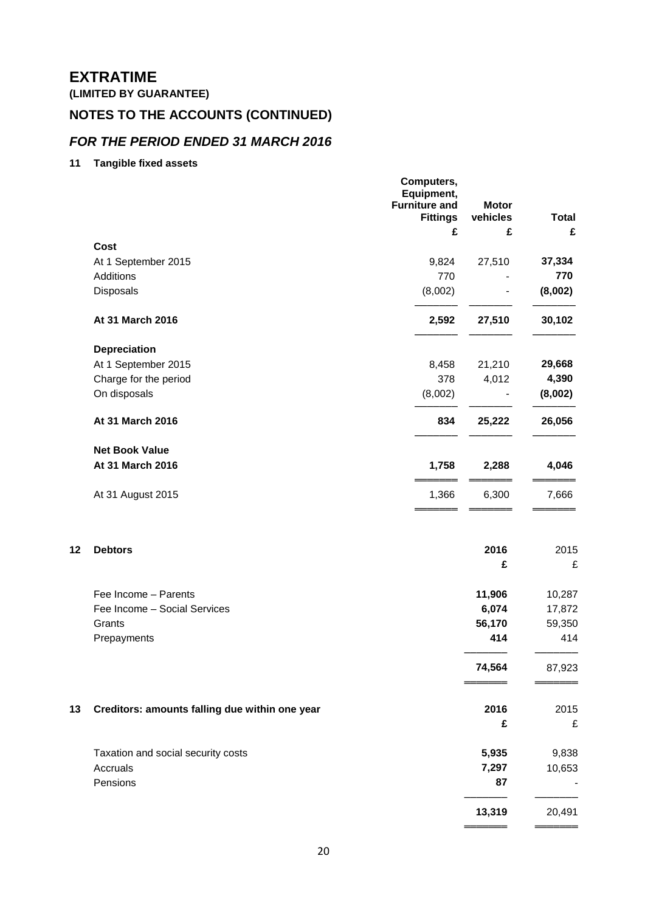# EXTRATIME

**(LIMITED BY GUARANTEE)**

## NOTES TO THE ACCOUNTS (CONTINUED)

### *FOR THE PERIOD ENDED 31 MARCH 2016*

**11 Tangible fixed assets**

| | Computers, Equipment, Furniture and Fittings | Motor vehicles | Total |
|---|---|---|---|
| | £ | £ | £ |
| **Cost** | | | |
| At 1 September 2015 | 9,824 | 27,510 | **37,334** |
| Additions | 770 | - | **770** |
| Disposals | (8,002) | - | **(8,002)** |
| **At 31 March 2016** | **2,592** | **27,510** | **30,102** |
| **Depreciation** | | | |
| At 1 September 2015 | 8,458 | 21,210 | **29,668** |
| Charge for the period | 378 | 4,012 | **4,390** |
| On disposals | (8,002) | - | **(8,002)** |
| **At 31 March 2016** | **834** | **25,222** | **26,056** |
| **Net Book Value** | | | |
| **At 31 March 2016** | **1,758** | **2,288** | **4,046** |
| At 31 August 2015 | 1,366 | 6,300 | 7,666 |

**12 Debtors**

| | 2016 | 2015 |
|---|---|---|
| | **£** | £ |
| Fee Income – Parents | **11,906** | 10,287 |
| Fee Income – Social Services | **6,074** | 17,872 |
| Grants | **56,170** | 59,350 |
| Prepayments | **414** | 414 |
| | **74,564** | 87,923 |

**13 Creditors: amounts falling due within one year**

| | 2016 | 2015 |
|---|---|---|
| | **£** | £ |
| Taxation and social security costs | **5,935** | 9,838 |
| Accruals | **7,297** | 10,653 |
| Pensions | **87** | - |
| | **13,319** | 20,491 |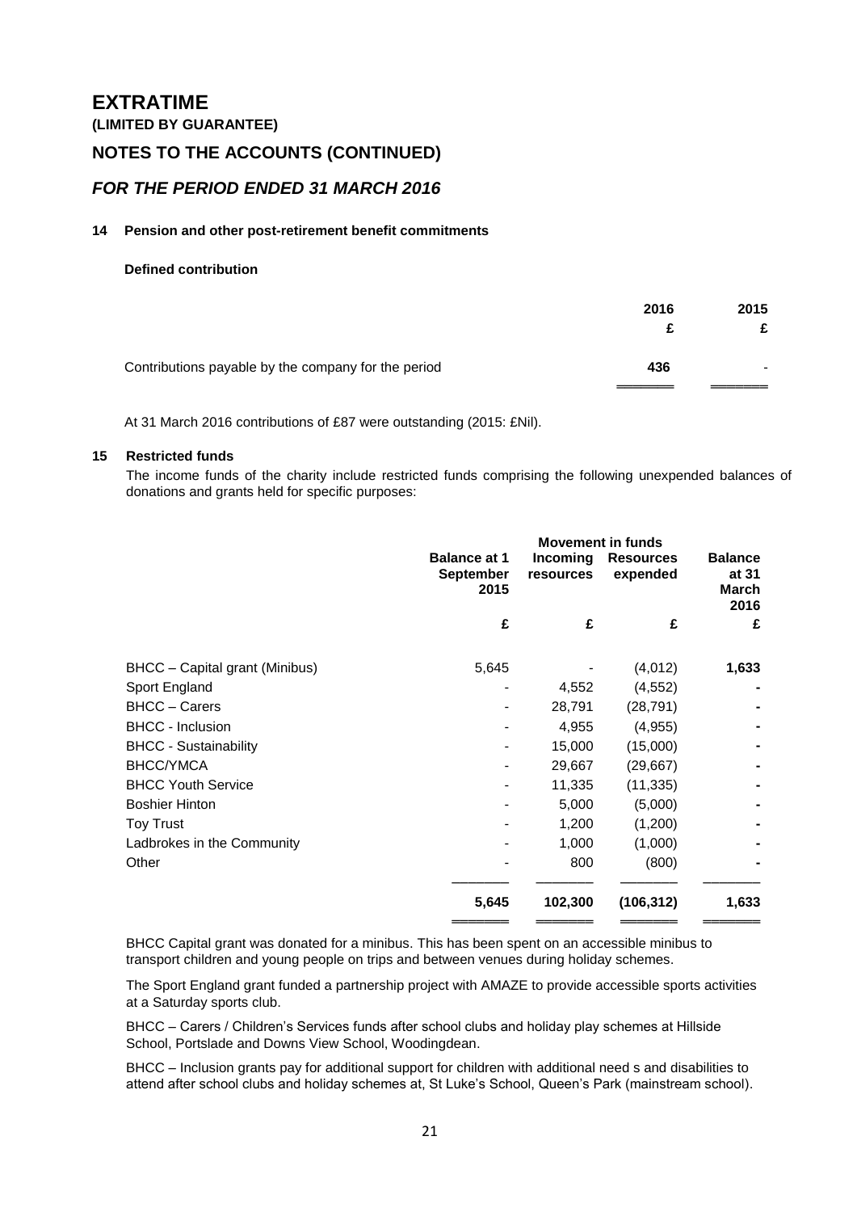# EXTRATIME

**(LIMITED BY GUARANTEE)**

## NOTES TO THE ACCOUNTS (CONTINUED)

### *FOR THE PERIOD ENDED 31 MARCH 2016*

**14 Pension and other post-retirement benefit commitments**

**Defined contribution**

| | 2016 £ | 2015 £ |
|---|---|---|
| Contributions payable by the company for the period | **436** | - |

At 31 March 2016 contributions of £87 were outstanding (2015: £Nil).

**15 Restricted funds**

The income funds of the charity include restricted funds comprising the following unexpended balances of donations and grants held for specific purposes:

| | Balance at 1 September 2015 | Movement in funds | | Balance at 31 March 2016 |
|---|---|---|---|---|
| | | Incoming resources | Resources expended | |
| | £ | £ | £ | £ |
| BHCC – Capital grant (Minibus) | 5,645 | - | (4,012) | **1,633** |
| Sport England | - | 4,552 | (4,552) | **-** |
| BHCC – Carers | - | 28,791 | (28,791) | **-** |
| BHCC - Inclusion | - | 4,955 | (4,955) | **-** |
| BHCC - Sustainability | - | 15,000 | (15,000) | **-** |
| BHCC/YMCA | - | 29,667 | (29,667) | **-** |
| BHCC Youth Service | - | 11,335 | (11,335) | **-** |
| Boshier Hinton | - | 5,000 | (5,000) | **-** |
| Toy Trust | - | 1,200 | (1,200) | **-** |
| Ladbrokes in the Community | - | 1,000 | (1,000) | **-** |
| Other | - | 800 | (800) | **-** |
| | **5,645** | **102,300** | **(106,312)** | **1,633** |

BHCC Capital grant was donated for a minibus. This has been spent on an accessible minibus to transport children and young people on trips and between venues during holiday schemes.

The Sport England grant funded a partnership project with AMAZE to provide accessible sports activities at a Saturday sports club.

BHCC – Carers / Children's Services funds after school clubs and holiday play schemes at Hillside School, Portslade and Downs View School, Woodingdean.

BHCC – Inclusion grants pay for additional support for children with additional need s and disabilities to attend after school clubs and holiday schemes at, St Luke's School, Queen's Park (mainstream school).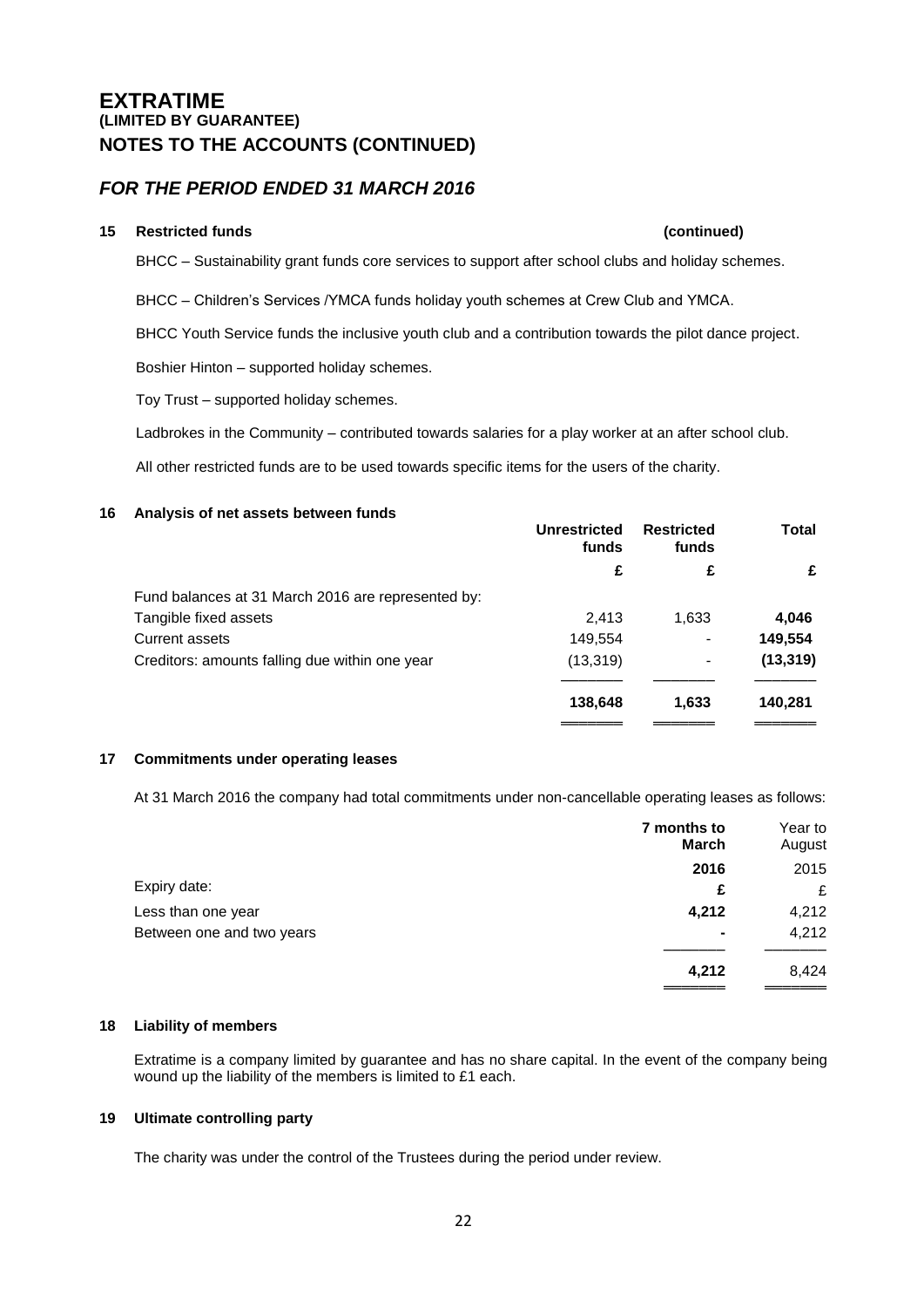# EXTRATIME
### (LIMITED BY GUARANTEE)
## NOTES TO THE ACCOUNTS (CONTINUED)

## *FOR THE PERIOD ENDED 31 MARCH 2016*

### 15 Restricted funds (continued)

BHCC – Sustainability grant funds core services to support after school clubs and holiday schemes.

BHCC – Children's Services /YMCA funds holiday youth schemes at Crew Club and YMCA.

BHCC Youth Service funds the inclusive youth club and a contribution towards the pilot dance project.

Boshier Hinton – supported holiday schemes.

Toy Trust – supported holiday schemes.

Ladbrokes in the Community – contributed towards salaries for a play worker at an after school club.

All other restricted funds are to be used towards specific items for the users of the charity.

### 16 Analysis of net assets between funds

| | Unrestricted funds | Restricted funds | Total |
|---|---|---|---|
| | £ | £ | £ |
| Fund balances at 31 March 2016 are represented by: | | | |
| Tangible fixed assets | 2,413 | 1,633 | **4,046** |
| Current assets | 149,554 | - | **149,554** |
| Creditors: amounts falling due within one year | (13,319) | - | **(13,319)** |
| | **138,648** | **1,633** | **140,281** |

### 17 Commitments under operating leases

At 31 March 2016 the company had total commitments under non-cancellable operating leases as follows:

| | 7 months to March 2016 | Year to August 2015 |
|---|---|---|
| Expiry date: | **£** | £ |
| Less than one year | **4,212** | 4,212 |
| Between one and two years | **-** | 4,212 |
| | **4,212** | 8,424 |

### 18 Liability of members

Extratime is a company limited by guarantee and has no share capital. In the event of the company being wound up the liability of the members is limited to £1 each.

### 19 Ultimate controlling party

The charity was under the control of the Trustees during the period under review.